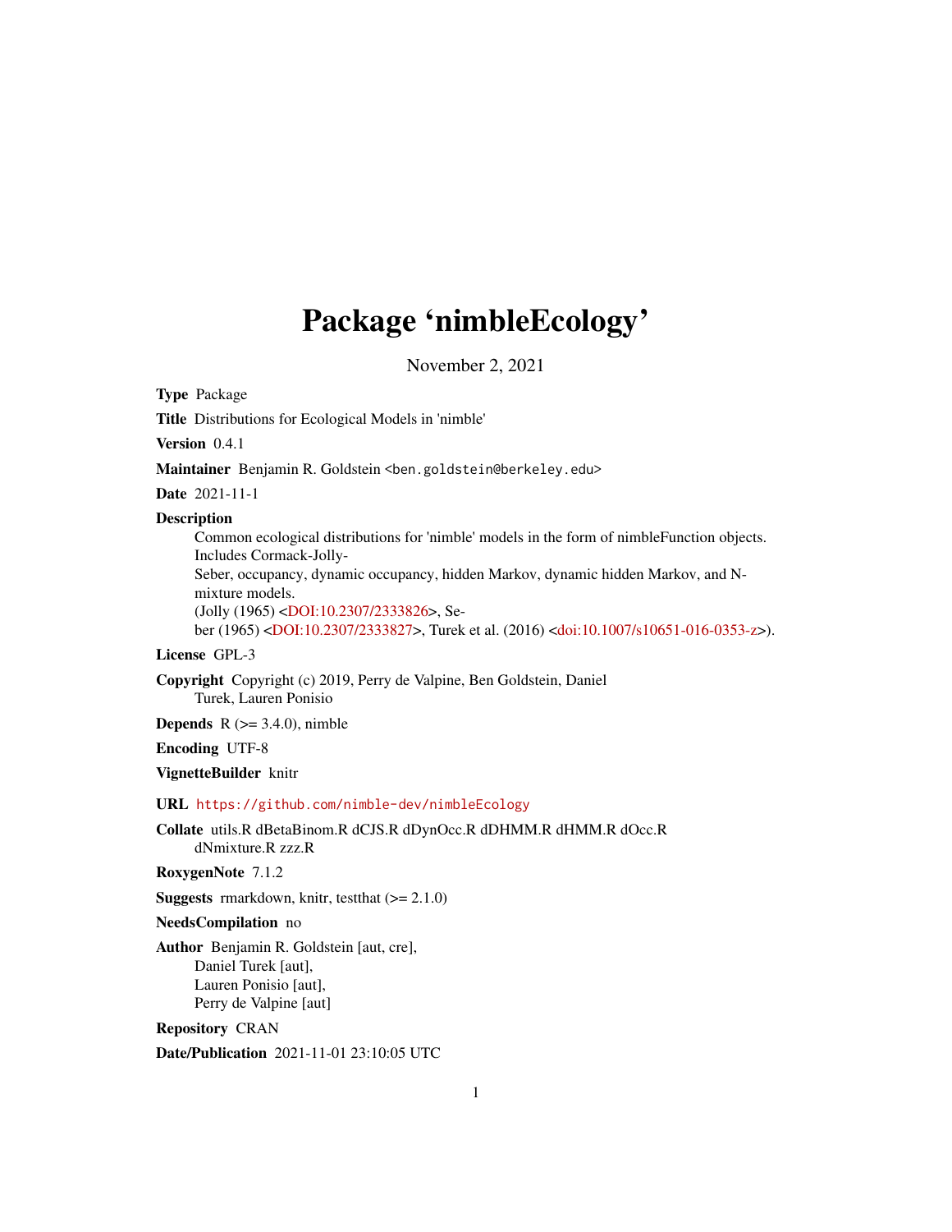# Package 'nimbleEcology'

November 2, 2021

**Type** Package

**Title** Distributions for Ecological Models in 'nimble'

**Version** 0.4.1

**Maintainer** Benjamin R. Goldstein <ben.goldstein@berkeley.edu>

**Date** 2021-11-1

**Description**
Common ecological distributions for 'nimble' models in the form of nimbleFunction objects. Includes Cormack-Jolly-Seber, occupancy, dynamic occupancy, hidden Markov, dynamic hidden Markov, and N-mixture models.
(Jolly (1965) <DOI:10.2307/2333826>, Seber (1965) <DOI:10.2307/2333827>, Turek et al. (2016) <doi:10.1007/s10651-016-0353-z>).

**License** GPL-3

**Copyright** Copyright (c) 2019, Perry de Valpine, Ben Goldstein, Daniel Turek, Lauren Ponisio

**Depends** R (>= 3.4.0), nimble

**Encoding** UTF-8

**VignetteBuilder** knitr

**URL** https://github.com/nimble-dev/nimbleEcology

**Collate** utils.R dBetaBinom.R dCJS.R dDynOcc.R dDHMM.R dHMM.R dOcc.R dNmixture.R zzz.R

**RoxygenNote** 7.1.2

**Suggests** rmarkdown, knitr, testthat (>= 2.1.0)

**NeedsCompilation** no

**Author** Benjamin R. Goldstein [aut, cre],
Daniel Turek [aut],
Lauren Ponisio [aut],
Perry de Valpine [aut]

**Repository** CRAN

**Date/Publication** 2021-11-01 23:10:05 UTC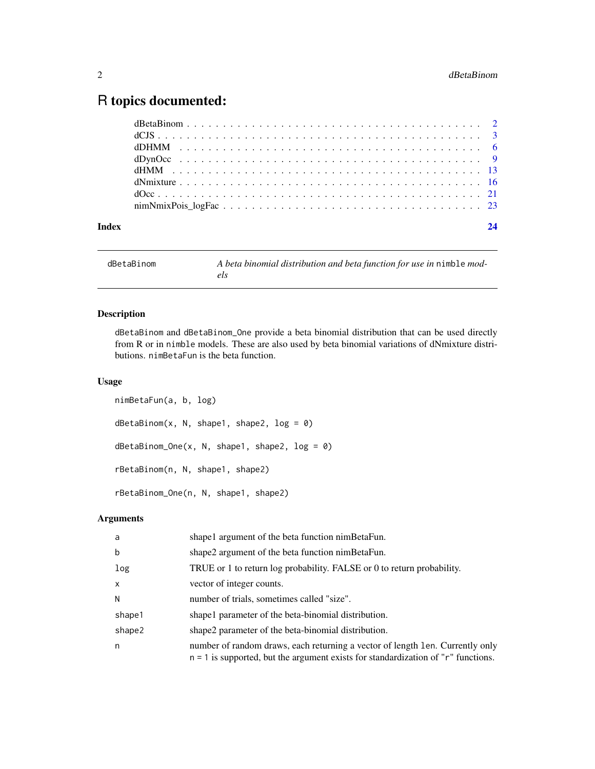# R topics documented:

- dBetaBinom . . . . . . . . . . . . . . . . . . . . . . . . . . . . . . . . . . . . . 2
- dCJS . . . . . . . . . . . . . . . . . . . . . . . . . . . . . . . . . . . . . . . . 3
- dDHMM . . . . . . . . . . . . . . . . . . . . . . . . . . . . . . . . . . . . . . 6
- dDynOcc . . . . . . . . . . . . . . . . . . . . . . . . . . . . . . . . . . . . . 9
- dHMM . . . . . . . . . . . . . . . . . . . . . . . . . . . . . . . . . . . . . . 13
- dNmixture . . . . . . . . . . . . . . . . . . . . . . . . . . . . . . . . . . . . 16
- dOcc . . . . . . . . . . . . . . . . . . . . . . . . . . . . . . . . . . . . . . . 21
- nimNmixPois_logFac . . . . . . . . . . . . . . . . . . . . . . . . . . . . . . 23

**Index** **24**

---

## dBetaBinom — *A beta binomial distribution and beta function for use in* `nimble` *models*

### Description

`dBetaBinom` and `dBetaBinom_One` provide a beta binomial distribution that can be used directly from R or in `nimble` models. These are also used by beta binomial variations of dNmixture distributions. `nimBetaFun` is the beta function.

### Usage

```
nimBetaFun(a, b, log)

dBetaBinom(x, N, shape1, shape2, log = 0)

dBetaBinom_One(x, N, shape1, shape2, log = 0)

rBetaBinom(n, N, shape1, shape2)

rBetaBinom_One(n, N, shape1, shape2)
```

### Arguments

| | |
|---|---|
| a | shape1 argument of the beta function nimBetaFun. |
| b | shape2 argument of the beta function nimBetaFun. |
| log | TRUE or 1 to return log probability. FALSE or 0 to return probability. |
| x | vector of integer counts. |
| N | number of trials, sometimes called "size". |
| shape1 | shape1 parameter of the beta-binomial distribution. |
| shape2 | shape2 parameter of the beta-binomial distribution. |
| n | number of random draws, each returning a vector of length `len`. Currently only `n = 1` is supported, but the argument exists for standardization of "`r`" functions. |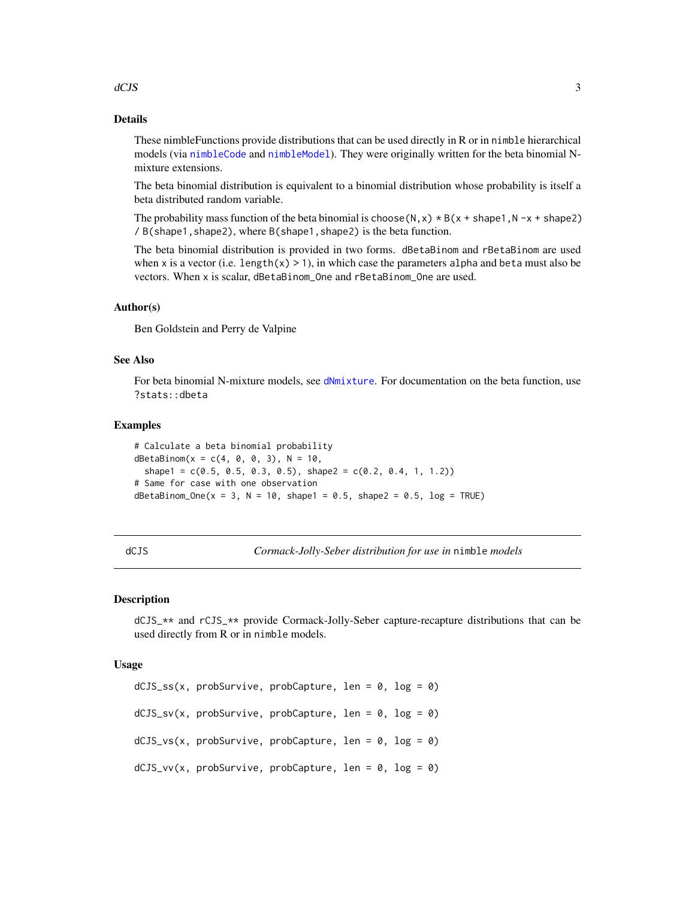### Details

These nimbleFunctions provide distributions that can be used directly in R or in `nimble` hierarchical models (via `nimbleCode` and `nimbleModel`). They were originally written for the beta binomial N-mixture extensions.

The beta binomial distribution is equivalent to a binomial distribution whose probability is itself a beta distributed random variable.

The probability mass function of the beta binomial is `choose(N,x) * B(x + shape1,N -x + shape2) / B(shape1,shape2)`, where `B(shape1,shape2)` is the beta function.

The beta binomial distribution is provided in two forms. `dBetaBinom` and `rBetaBinom` are used when `x` is a vector (i.e. `length(x) > 1`), in which case the parameters `alpha` and `beta` must also be vectors. When `x` is scalar, `dBetaBinom_One` and `rBetaBinom_One` are used.

### Author(s)

Ben Goldstein and Perry de Valpine

### See Also

For beta binomial N-mixture models, see `dNmixture`. For documentation on the beta function, use `?stats::dbeta`

### Examples

```
# Calculate a beta binomial probability
dBetaBinom(x = c(4, 0, 0, 3), N = 10,
  shape1 = c(0.5, 0.5, 0.3, 0.5), shape2 = c(0.2, 0.4, 1, 1.2))
# Same for case with one observation
dBetaBinom_One(x = 3, N = 10, shape1 = 0.5, shape2 = 0.5, log = TRUE)
```

---

## dCJS — *Cormack-Jolly-Seber distribution for use in* `nimble` *models*

---

### Description

`dCJS_**` and `rCJS_**` provide Cormack-Jolly-Seber capture-recapture distributions that can be used directly from R or in `nimble` models.

### Usage

```
dCJS_ss(x, probSurvive, probCapture, len = 0, log = 0)

dCJS_sv(x, probSurvive, probCapture, len = 0, log = 0)

dCJS_vs(x, probSurvive, probCapture, len = 0, log = 0)

dCJS_vv(x, probSurvive, probCapture, len = 0, log = 0)
```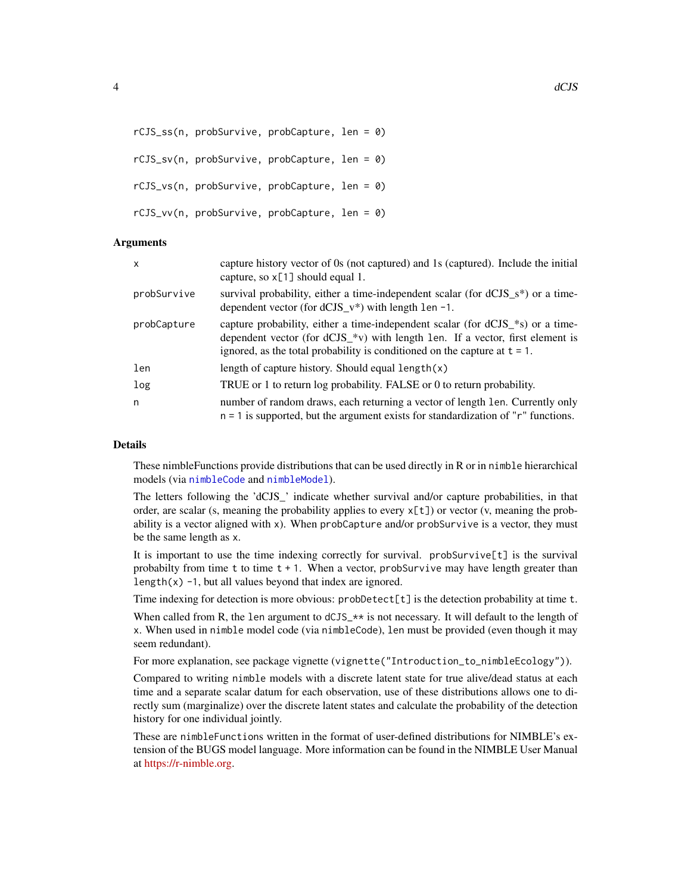```
rCJS_ss(n, probSurvive, probCapture, len = 0)

rCJS_sv(n, probSurvive, probCapture, len = 0)

rCJS_vs(n, probSurvive, probCapture, len = 0)

rCJS_vv(n, probSurvive, probCapture, len = 0)
```

## Arguments

| | |
|---|---|
| x | capture history vector of 0s (not captured) and 1s (captured). Include the initial capture, so `x[1]` should equal 1. |
| probSurvive | survival probability, either a time-independent scalar (for dCJS_s*) or a time-dependent vector (for dCJS_v*) with length `len -1`. |
| probCapture | capture probability, either a time-independent scalar (for dCJS_*s) or a time-dependent vector (for dCJS_*v) with length `len`. If a vector, first element is ignored, as the total probability is conditioned on the capture at `t = 1`. |
| len | length of capture history. Should equal `length(x)` |
| log | TRUE or 1 to return log probability. FALSE or 0 to return probability. |
| n | number of random draws, each returning a vector of length `len`. Currently only `n = 1` is supported, but the argument exists for standardization of "r" functions. |

## Details

These nimbleFunctions provide distributions that can be used directly in R or in `nimble` hierarchical models (via `nimbleCode` and `nimbleModel`).

The letters following the 'dCJS_' indicate whether survival and/or capture probabilities, in that order, are scalar (s, meaning the probability applies to every `x[t]`) or vector (v, meaning the probability is a vector aligned with `x`). When `probCapture` and/or `probSurvive` is a vector, they must be the same length as `x`.

It is important to use the time indexing correctly for survival. `probSurvive[t]` is the survival probabilty from time `t` to time `t + 1`. When a vector, `probSurvive` may have length greater than `length(x) -1`, but all values beyond that index are ignored.

Time indexing for detection is more obvious: `probDetect[t]` is the detection probability at time `t`.

When called from R, the `len` argument to `dCJS_**` is not necessary. It will default to the length of `x`. When used in `nimble` model code (via `nimbleCode`), `len` must be provided (even though it may seem redundant).

For more explanation, see package vignette (`vignette("Introduction_to_nimbleEcology")`).

Compared to writing `nimble` models with a discrete latent state for true alive/dead status at each time and a separate scalar datum for each observation, use of these distributions allows one to directly sum (marginalize) over the discrete latent states and calculate the probability of the detection history for one individual jointly.

These are `nimbleFunctions` written in the format of user-defined distributions for NIMBLE's extension of the BUGS model language. More information can be found in the NIMBLE User Manual at https://r-nimble.org.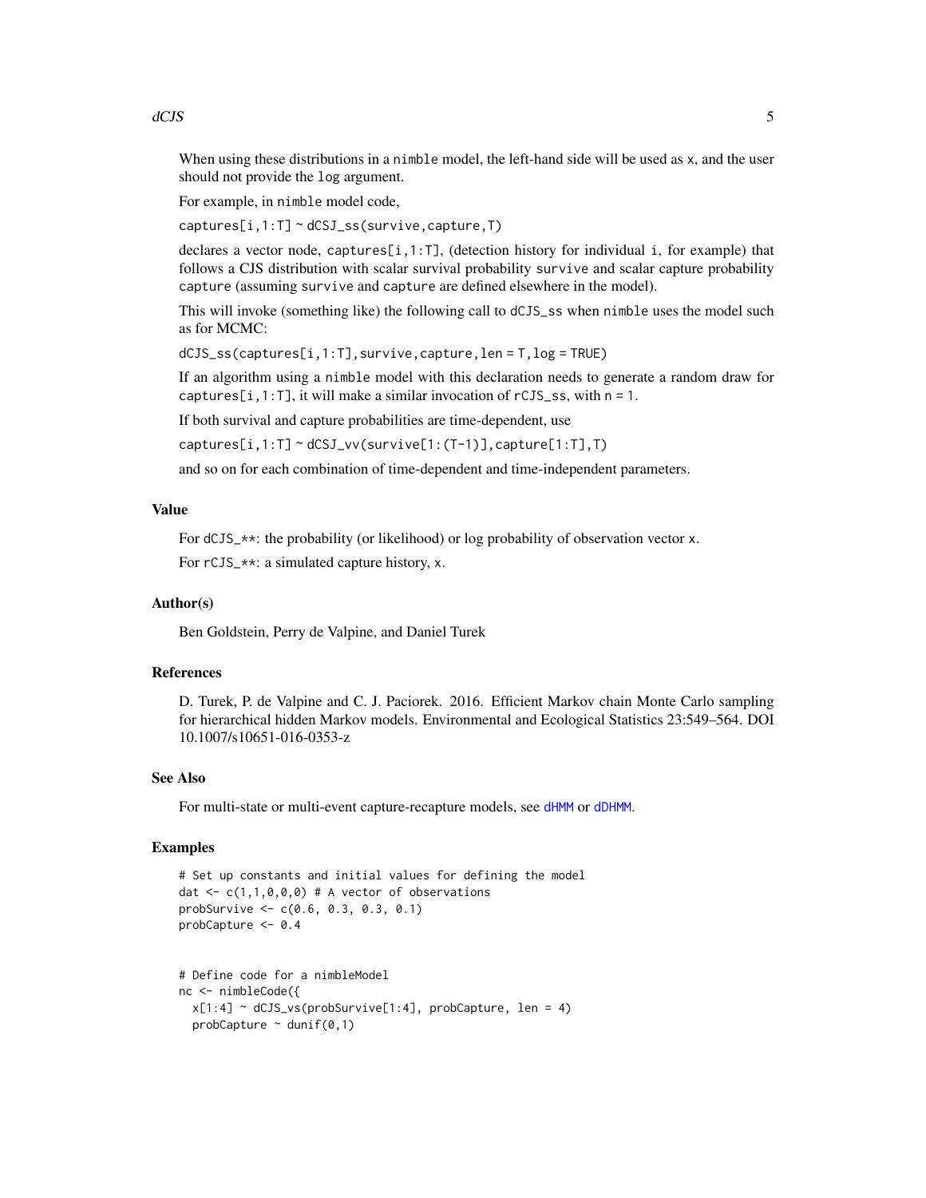When using these distributions in a `nimble` model, the left-hand side will be used as `x`, and the user should not provide the `log` argument.

For example, in `nimble` model code,

`captures[i,1:T] ~ dCSJ_ss(survive,capture,T)`

declares a vector node, `captures[i,1:T]`, (detection history for individual `i`, for example) that follows a CJS distribution with scalar survival probability `survive` and scalar capture probability `capture` (assuming `survive` and `capture` are defined elsewhere in the model).

This will invoke (something like) the following call to `dCJS_ss` when `nimble` uses the model such as for MCMC:

`dCJS_ss(captures[i,1:T],survive,capture,len = T,log = TRUE)`

If an algorithm using a `nimble` model with this declaration needs to generate a random draw for `captures[i,1:T]`, it will make a similar invocation of `rCJS_ss`, with `n = 1`.

If both survival and capture probabilities are time-dependent, use

`captures[i,1:T] ~ dCSJ_vv(survive[1:(T-1)],capture[1:T],T)`

and so on for each combination of time-dependent and time-independent parameters.

## Value

For `dCJS_**`: the probability (or likelihood) or log probability of observation vector `x`.

For `rCJS_**`: a simulated capture history, `x`.

## Author(s)

Ben Goldstein, Perry de Valpine, and Daniel Turek

## References

D. Turek, P. de Valpine and C. J. Paciorek. 2016. Efficient Markov chain Monte Carlo sampling for hierarchical hidden Markov models. Environmental and Ecological Statistics 23:549–564. DOI 10.1007/s10651-016-0353-z

## See Also

For multi-state or multi-event capture-recapture models, see `dHMM` or `dDHMM`.

## Examples

```
# Set up constants and initial values for defining the model
dat <- c(1,1,0,0,0) # A vector of observations
probSurvive <- c(0.6, 0.3, 0.3, 0.1)
probCapture <- 0.4


# Define code for a nimbleModel
nc <- nimbleCode({
  x[1:4] ~ dCJS_vs(probSurvive[1:4], probCapture, len = 4)
  probCapture ~ dunif(0,1)
```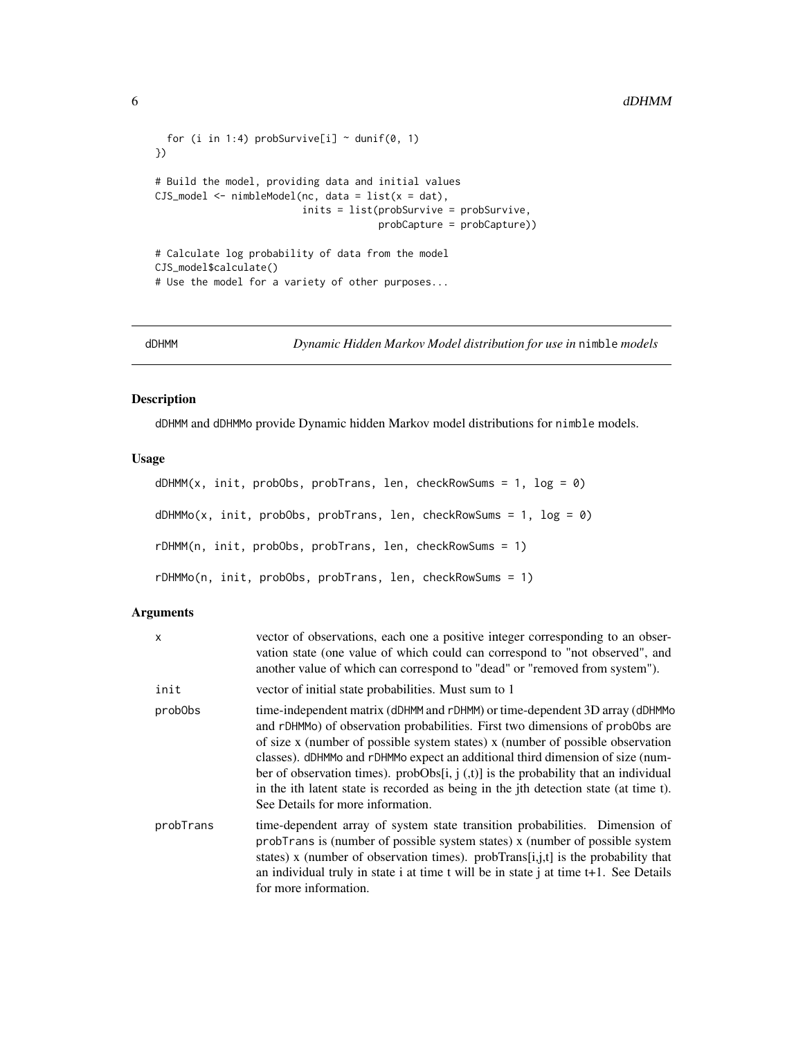```
  for (i in 1:4) probSurvive[i] ~ dunif(0, 1)
})

# Build the model, providing data and initial values
CJS_model <- nimbleModel(nc, data = list(x = dat),
                         inits = list(probSurvive = probSurvive,
                                      probCapture = probCapture))

# Calculate log probability of data from the model
CJS_model$calculate()
# Use the model for a variety of other purposes...
```

## dDHMM *Dynamic Hidden Markov Model distribution for use in* nimble *models*

### Description

dDHMM and dDHMMo provide Dynamic hidden Markov model distributions for nimble models.

### Usage

```
dDHMM(x, init, probObs, probTrans, len, checkRowSums = 1, log = 0)

dDHMMo(x, init, probObs, probTrans, len, checkRowSums = 1, log = 0)

rDHMM(n, init, probObs, probTrans, len, checkRowSums = 1)

rDHMMo(n, init, probObs, probTrans, len, checkRowSums = 1)
```

### Arguments

| | |
|---|---|
| x | vector of observations, each one a positive integer corresponding to an observation state (one value of which could can correspond to "not observed", and another value of which can correspond to "dead" or "removed from system"). |
| init | vector of initial state probabilities. Must sum to 1 |
| probObs | time-independent matrix (dDHMM and rDHMM) or time-dependent 3D array (dDHMMo and rDHMMo) of observation probabilities. First two dimensions of probObs are of size x (number of possible system states) x (number of possible observation classes). dDHMMo and rDHMMo expect an additional third dimension of size (number of observation times). probObs[i, j (,t)] is the probability that an individual in the ith latent state is recorded as being in the jth detection state (at time t). See Details for more information. |
| probTrans | time-dependent array of system state transition probabilities. Dimension of probTrans is (number of possible system states) x (number of possible system states) x (number of observation times). probTrans[i,j,t] is the probability that an individual truly in state i at time t will be in state j at time t+1. See Details for more information. |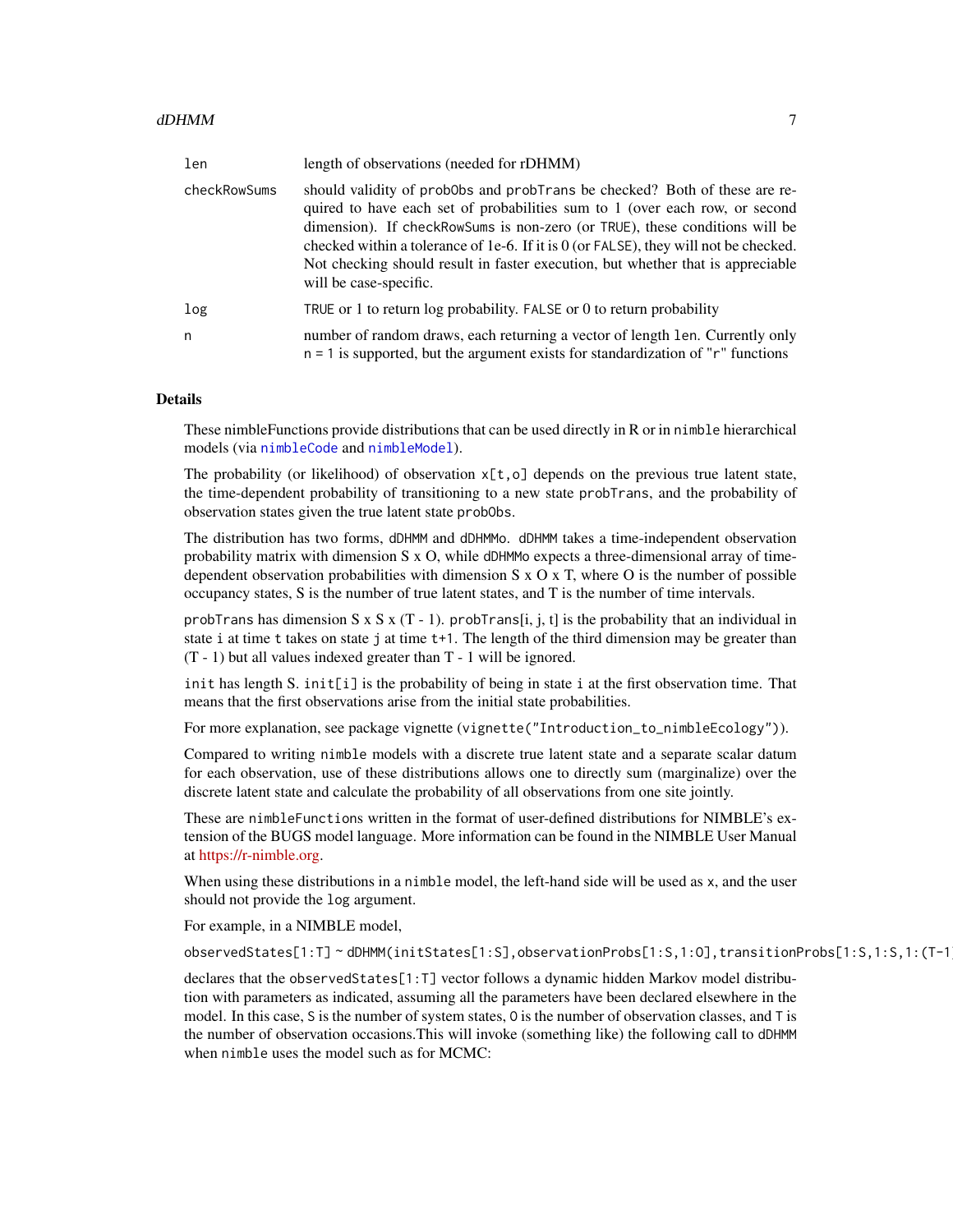| | |
|---|---|
| len | length of observations (needed for rDHMM) |
| checkRowSums | should validity of probObs and probTrans be checked? Both of these are required to have each set of probabilities sum to 1 (over each row, or second dimension). If checkRowSums is non-zero (or TRUE), these conditions will be checked within a tolerance of 1e-6. If it is 0 (or FALSE), they will not be checked. Not checking should result in faster execution, but whether that is appreciable will be case-specific. |
| log | TRUE or 1 to return log probability. FALSE or 0 to return probability |
| n | number of random draws, each returning a vector of length len. Currently only n = 1 is supported, but the argument exists for standardization of "r" functions |

## Details

These nimbleFunctions provide distributions that can be used directly in R or in nimble hierarchical models (via nimbleCode and nimbleModel).

The probability (or likelihood) of observation x[t,o] depends on the previous true latent state, the time-dependent probability of transitioning to a new state probTrans, and the probability of observation states given the true latent state probObs.

The distribution has two forms, dDHMM and dDHMMo. dDHMM takes a time-independent observation probability matrix with dimension S x O, while dDHMMo expects a three-dimensional array of time-dependent observation probabilities with dimension S x O x T, where O is the number of possible occupancy states, S is the number of true latent states, and T is the number of time intervals.

probTrans has dimension S x S x (T - 1). probTrans[i, j, t] is the probability that an individual in state i at time t takes on state j at time t+1. The length of the third dimension may be greater than (T - 1) but all values indexed greater than T - 1 will be ignored.

init has length S. init[i] is the probability of being in state i at the first observation time. That means that the first observations arise from the initial state probabilities.

For more explanation, see package vignette (vignette("Introduction_to_nimbleEcology")).

Compared to writing nimble models with a discrete true latent state and a separate scalar datum for each observation, use of these distributions allows one to directly sum (marginalize) over the discrete latent state and calculate the probability of all observations from one site jointly.

These are nimbleFunctions written in the format of user-defined distributions for NIMBLE's extension of the BUGS model language. More information can be found in the NIMBLE User Manual at https://r-nimble.org.

When using these distributions in a nimble model, the left-hand side will be used as x, and the user should not provide the log argument.

For example, in a NIMBLE model,

```
observedStates[1:T] ~ dDHMM(initStates[1:S],observationProbs[1:S,1:O],transitionProbs[1:S,1:S,1:(T-1
```

declares that the observedStates[1:T] vector follows a dynamic hidden Markov model distribution with parameters as indicated, assuming all the parameters have been declared elsewhere in the model. In this case, S is the number of system states, O is the number of observation classes, and T is the number of observation occasions.This will invoke (something like) the following call to dDHMM when nimble uses the model such as for MCMC: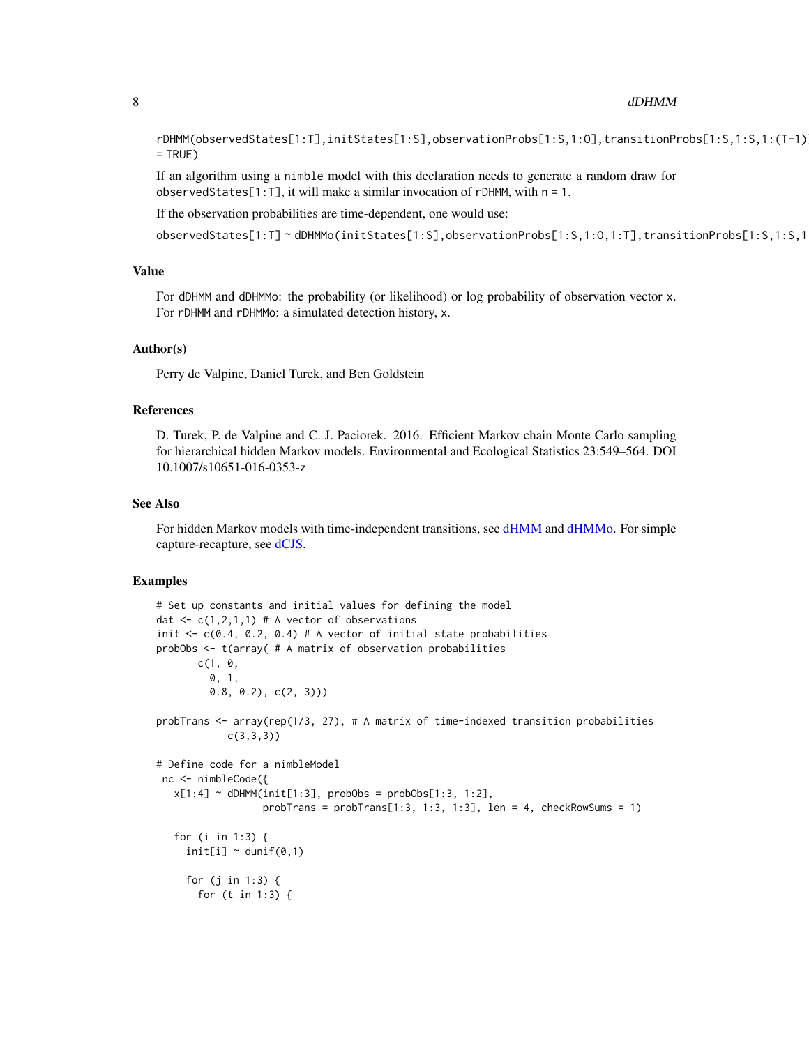```
rDHMM(observedStates[1:T],initStates[1:S],observationProbs[1:S,1:O],transitionProbs[1:S,1:S,1:(T-1)
= TRUE)
```

If an algorithm using a `nimble` model with this declaration needs to generate a random draw for `observedStates[1:T]`, it will make a similar invocation of `rDHMM`, with `n = 1`.

If the observation probabilities are time-dependent, one would use:

```
observedStates[1:T] ~ dDHMMo(initStates[1:S],observationProbs[1:S,1:O,1:T],transitionProbs[1:S,1:S,1
```

## Value

For `dDHMM` and `dDHMMo`: the probability (or likelihood) or log probability of observation vector `x`. For `rDHMM` and `rDHMMo`: a simulated detection history, `x`.

## Author(s)

Perry de Valpine, Daniel Turek, and Ben Goldstein

## References

D. Turek, P. de Valpine and C. J. Paciorek. 2016. Efficient Markov chain Monte Carlo sampling for hierarchical hidden Markov models. Environmental and Ecological Statistics 23:549–564. DOI 10.1007/s10651-016-0353-z

## See Also

For hidden Markov models with time-independent transitions, see dHMM and dHMMo. For simple capture-recapture, see dCJS.

## Examples

```
# Set up constants and initial values for defining the model
dat <- c(1,2,1,1) # A vector of observations
init <- c(0.4, 0.2, 0.4) # A vector of initial state probabilities
probObs <- t(array( # A matrix of observation probabilities
       c(1, 0,
         0, 1,
         0.8, 0.2), c(2, 3)))

probTrans <- array(rep(1/3, 27), # A matrix of time-indexed transition probabilities
            c(3,3,3))

# Define code for a nimbleModel
 nc <- nimbleCode({
   x[1:4] ~ dDHMM(init[1:3], probObs = probObs[1:3, 1:2],
                  probTrans = probTrans[1:3, 1:3, 1:3], len = 4, checkRowSums = 1)

   for (i in 1:3) {
     init[i] ~ dunif(0,1)

     for (j in 1:3) {
       for (t in 1:3) {
```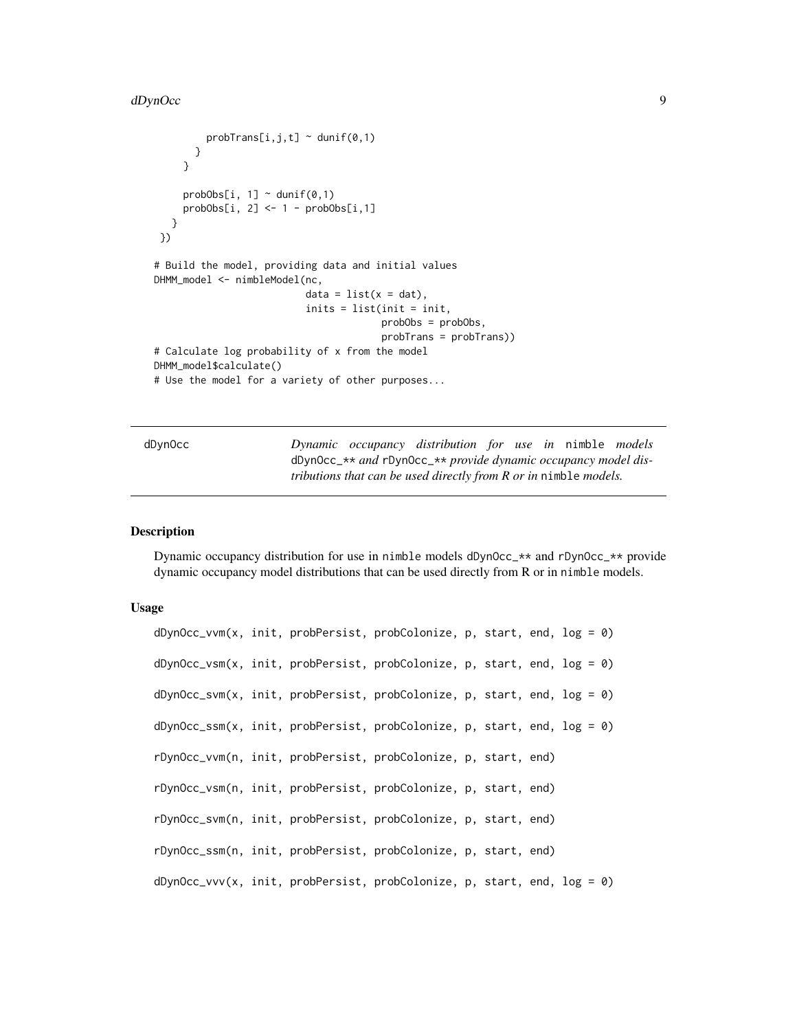```
          probTrans[i,j,t] ~ dunif(0,1)
        }
      }

      probObs[i, 1] ~ dunif(0,1)
      probObs[i, 2] <- 1 - probObs[i,1]
    }
  })

# Build the model, providing data and initial values
DHMM_model <- nimbleModel(nc,
                          data = list(x = dat),
                          inits = list(init = init,
                                       probObs = probObs,
                                       probTrans = probTrans))
# Calculate log probability of x from the model
DHMM_model$calculate()
# Use the model for a variety of other purposes...
```

## dDynOcc

*Dynamic occupancy distribution for use in* `nimble` *models* `dDynOcc_**` *and* `rDynOcc_**` *provide dynamic occupancy model distributions that can be used directly from R or in* `nimble` *models.*

### Description

Dynamic occupancy distribution for use in `nimble` models `dDynOcc_**` and `rDynOcc_**` provide dynamic occupancy model distributions that can be used directly from R or in `nimble` models.

### Usage

```
dDynOcc_vvm(x, init, probPersist, probColonize, p, start, end, log = 0)

dDynOcc_vsm(x, init, probPersist, probColonize, p, start, end, log = 0)

dDynOcc_svm(x, init, probPersist, probColonize, p, start, end, log = 0)

dDynOcc_ssm(x, init, probPersist, probColonize, p, start, end, log = 0)

rDynOcc_vvm(n, init, probPersist, probColonize, p, start, end)

rDynOcc_vsm(n, init, probPersist, probColonize, p, start, end)

rDynOcc_svm(n, init, probPersist, probColonize, p, start, end)

rDynOcc_ssm(n, init, probPersist, probColonize, p, start, end)

dDynOcc_vvv(x, init, probPersist, probColonize, p, start, end, log = 0)
```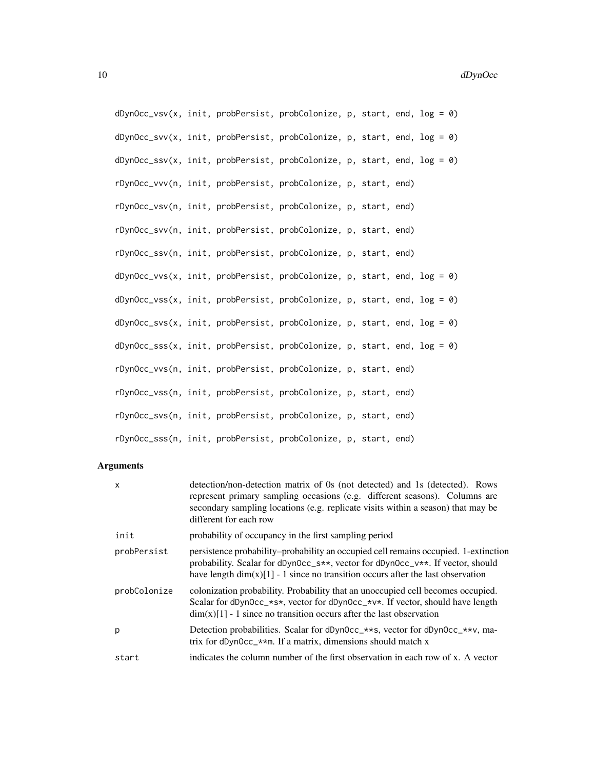```
dDynOcc_vsv(x, init, probPersist, probColonize, p, start, end, log = 0)

dDynOcc_svv(x, init, probPersist, probColonize, p, start, end, log = 0)

dDynOcc_ssv(x, init, probPersist, probColonize, p, start, end, log = 0)

rDynOcc_vvv(n, init, probPersist, probColonize, p, start, end)

rDynOcc_vsv(n, init, probPersist, probColonize, p, start, end)

rDynOcc_svv(n, init, probPersist, probColonize, p, start, end)

rDynOcc_ssv(n, init, probPersist, probColonize, p, start, end)

dDynOcc_vvs(x, init, probPersist, probColonize, p, start, end, log = 0)

dDynOcc_vss(x, init, probPersist, probColonize, p, start, end, log = 0)

dDynOcc_svs(x, init, probPersist, probColonize, p, start, end, log = 0)

dDynOcc_sss(x, init, probPersist, probColonize, p, start, end, log = 0)

rDynOcc_vvs(n, init, probPersist, probColonize, p, start, end)

rDynOcc_vss(n, init, probPersist, probColonize, p, start, end)

rDynOcc_svs(n, init, probPersist, probColonize, p, start, end)

rDynOcc_sss(n, init, probPersist, probColonize, p, start, end)
```

## Arguments

| | |
|---|---|
| x | detection/non-detection matrix of 0s (not detected) and 1s (detected). Rows represent primary sampling occasions (e.g. different seasons). Columns are secondary sampling locations (e.g. replicate visits within a season) that may be different for each row |
| init | probability of occupancy in the first sampling period |
| probPersist | persistence probability–probability an occupied cell remains occupied. 1-extinction probability. Scalar for dDynOcc_s**, vector for dDynOcc_v**. If vector, should have length dim(x)[1] - 1 since no transition occurs after the last observation |
| probColonize | colonization probability. Probability that an unoccupied cell becomes occupied. Scalar for dDynOcc_*s*, vector for dDynOcc_*v*. If vector, should have length dim(x)[1] - 1 since no transition occurs after the last observation |
| p | Detection probabilities. Scalar for dDynOcc_**s, vector for dDynOcc_**v, matrix for dDynOcc_**m. If a matrix, dimensions should match x |
| start | indicates the column number of the first observation in each row of x. A vector |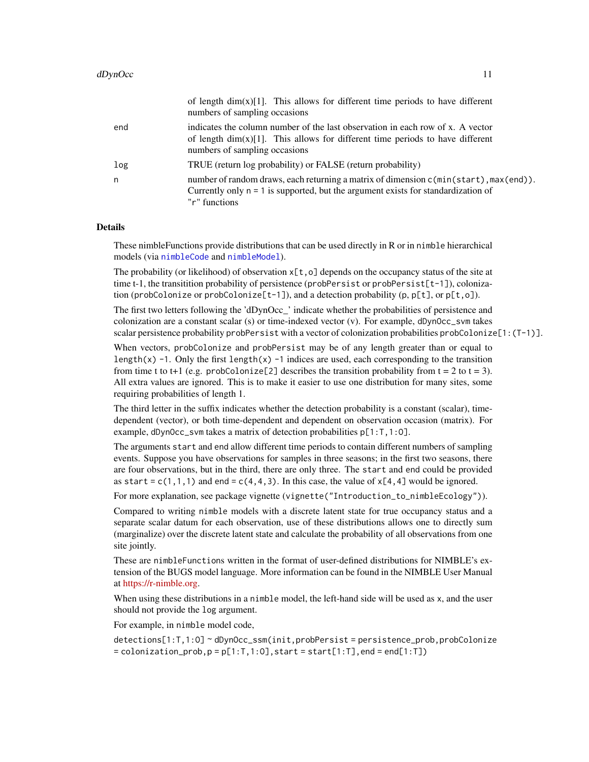| | |
|---|---|
| | of length dim(x)[1]. This allows for different time periods to have different numbers of sampling occasions |
| end | indicates the column number of the last observation in each row of x. A vector of length dim(x)[1]. This allows for different time periods to have different numbers of sampling occasions |
| log | TRUE (return log probability) or FALSE (return probability) |
| n | number of random draws, each returning a matrix of dimension `c(min(start),max(end))`. Currently only `n = 1` is supported, but the argument exists for standardization of "r" functions |

## Details

These nimbleFunctions provide distributions that can be used directly in R or in `nimble` hierarchical models (via `nimbleCode` and `nimbleModel`).

The probability (or likelihood) of observation `x[t,o]` depends on the occupancy status of the site at time t-1, the transitition probability of persistence (`probPersist` or `probPersist[t-1]`), colonization (`probColonize` or `probColonize[t-1]`), and a detection probability (`p`, `p[t]`, or `p[t,o]`).

The first two letters following the 'dDynOcc_' indicate whether the probabilities of persistence and colonization are a constant scalar (s) or time-indexed vector (v). For example, `dDynOcc_svm` takes scalar persistence probability `probPersist` with a vector of colonization probabilities `probColonize[1:(T-1)]`.

When vectors, `probColonize` and `probPersist` may be of any length greater than or equal to `length(x) -1`. Only the first `length(x) -1` indices are used, each corresponding to the transition from time t to t+1 (e.g. `probColonize[2]` describes the transition probability from t = 2 to t = 3). All extra values are ignored. This is to make it easier to use one distribution for many sites, some requiring probabilities of length 1.

The third letter in the suffix indicates whether the detection probability is a constant (scalar), time-dependent (vector), or both time-dependent and dependent on observation occasion (matrix). For example, `dDynOcc_svm` takes a matrix of detection probabilities `p[1:T,1:O]`.

The arguments `start` and `end` allow different time periods to contain different numbers of sampling events. Suppose you have observations for samples in three seasons; in the first two seasons, there are four observations, but in the third, there are only three. The `start` and `end` could be provided as `start = c(1,1,1)` and `end = c(4,4,3)`. In this case, the value of `x[4,4]` would be ignored.

For more explanation, see package vignette (`vignette("Introduction_to_nimbleEcology")`).

Compared to writing `nimble` models with a discrete latent state for true occupancy status and a separate scalar datum for each observation, use of these distributions allows one to directly sum (marginalize) over the discrete latent state and calculate the probability of all observations from one site jointly.

These are `nimbleFunctions` written in the format of user-defined distributions for NIMBLE's extension of the BUGS model language. More information can be found in the NIMBLE User Manual at https://r-nimble.org.

When using these distributions in a `nimble` model, the left-hand side will be used as `x`, and the user should not provide the `log` argument.

For example, in `nimble` model code,

```
detections[1:T,1:O] ~ dDynOcc_ssm(init,probPersist = persistence_prob,probColonize
= colonization_prob,p = p[1:T,1:O],start = start[1:T],end = end[1:T])
```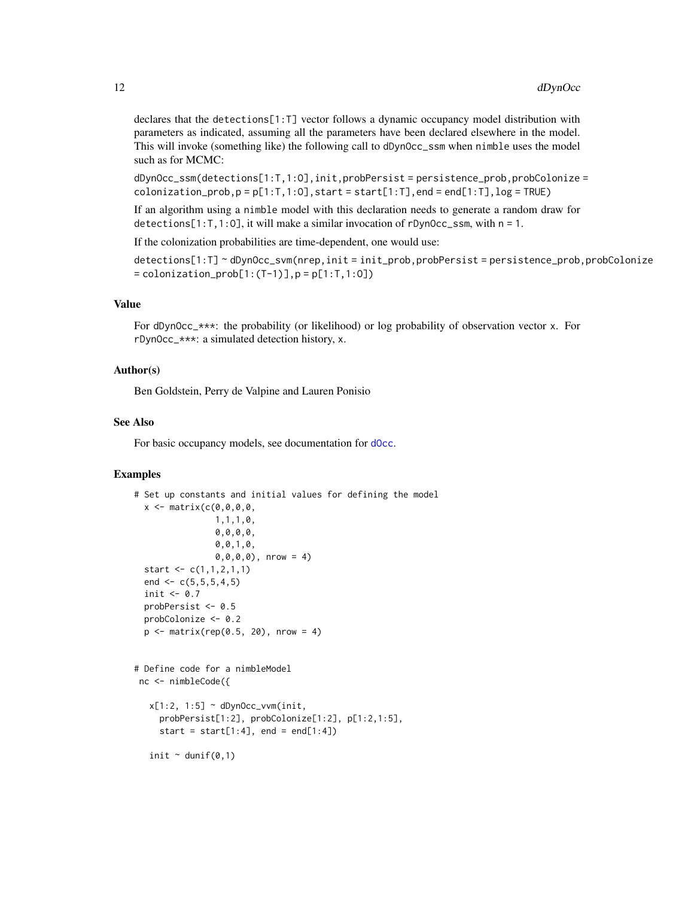declares that the `detections[1:T]` vector follows a dynamic occupancy model distribution with parameters as indicated, assuming all the parameters have been declared elsewhere in the model. This will invoke (something like) the following call to `dDynOcc_ssm` when `nimble` uses the model such as for MCMC:

`dDynOcc_ssm(detections[1:T,1:O],init,probPersist = persistence_prob,probColonize = colonization_prob,p = p[1:T,1:O],start = start[1:T],end = end[1:T],log = TRUE)`

If an algorithm using a `nimble` model with this declaration needs to generate a random draw for `detections[1:T,1:O]`, it will make a similar invocation of `rDynOcc_ssm`, with `n = 1`.

If the colonization probabilities are time-dependent, one would use:

`detections[1:T] ~ dDynOcc_svm(nrep,init = init_prob,probPersist = persistence_prob,probColonize = colonization_prob[1:(T-1)],p = p[1:T,1:O])`

## Value

For `dDynOcc_***`: the probability (or likelihood) or log probability of observation vector `x`. For `rDynOcc_***`: a simulated detection history, `x`.

## Author(s)

Ben Goldstein, Perry de Valpine and Lauren Ponisio

## See Also

For basic occupancy models, see documentation for `dOcc`.

## Examples

```
# Set up constants and initial values for defining the model
  x <- matrix(c(0,0,0,0,
                1,1,1,0,
                0,0,0,0,
                0,0,1,0,
                0,0,0,0), nrow = 4)
  start <- c(1,1,2,1,1)
  end <- c(5,5,5,4,5)
  init <- 0.7
  probPersist <- 0.5
  probColonize <- 0.2
  p <- matrix(rep(0.5, 20), nrow = 4)


# Define code for a nimbleModel
 nc <- nimbleCode({

   x[1:2, 1:5] ~ dDynOcc_vvm(init,
     probPersist[1:2], probColonize[1:2], p[1:2,1:5],
     start = start[1:4], end = end[1:4])

   init ~ dunif(0,1)
```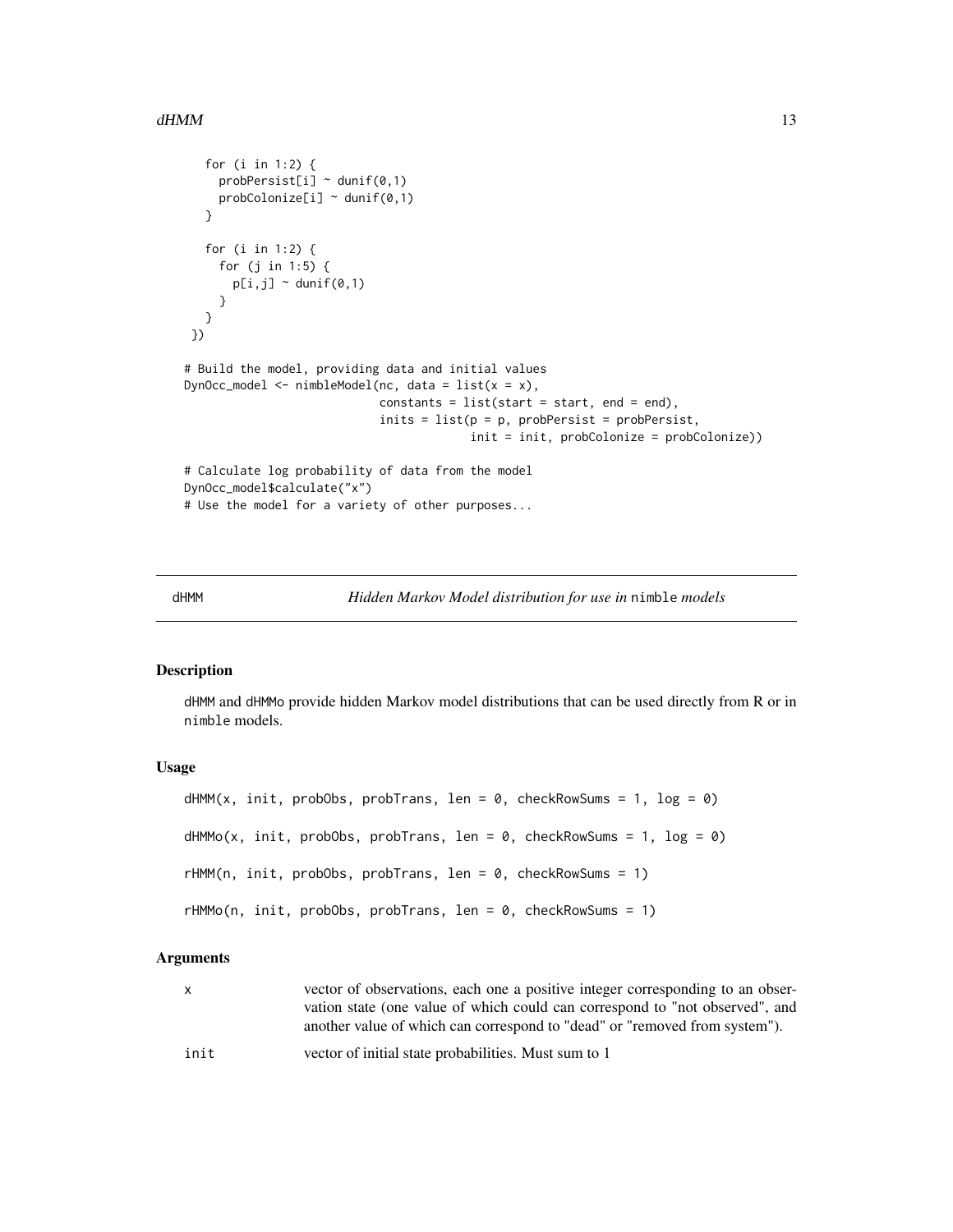```
  for (i in 1:2) {
    probPersist[i] ~ dunif(0,1)
    probColonize[i] ~ dunif(0,1)
  }

  for (i in 1:2) {
    for (j in 1:5) {
      p[i,j] ~ dunif(0,1)
    }
  }
})

# Build the model, providing data and initial values
DynOcc_model <- nimbleModel(nc, data = list(x = x),
                            constants = list(start = start, end = end),
                            inits = list(p = p, probPersist = probPersist,
                                         init = init, probColonize = probColonize))

# Calculate log probability of data from the model
DynOcc_model$calculate("x")
# Use the model for a variety of other purposes...
```

## dHMM — *Hidden Markov Model distribution for use in* nimble *models*

### Description

dHMM and dHMMo provide hidden Markov model distributions that can be used directly from R or in nimble models.

### Usage

```
dHMM(x, init, probObs, probTrans, len = 0, checkRowSums = 1, log = 0)

dHMMo(x, init, probObs, probTrans, len = 0, checkRowSums = 1, log = 0)

rHMM(n, init, probObs, probTrans, len = 0, checkRowSums = 1)

rHMMo(n, init, probObs, probTrans, len = 0, checkRowSums = 1)
```

### Arguments

| | |
|---|---|
| x | vector of observations, each one a positive integer corresponding to an observation state (one value of which could can correspond to "not observed", and another value of which can correspond to "dead" or "removed from system"). |
| init | vector of initial state probabilities. Must sum to 1 |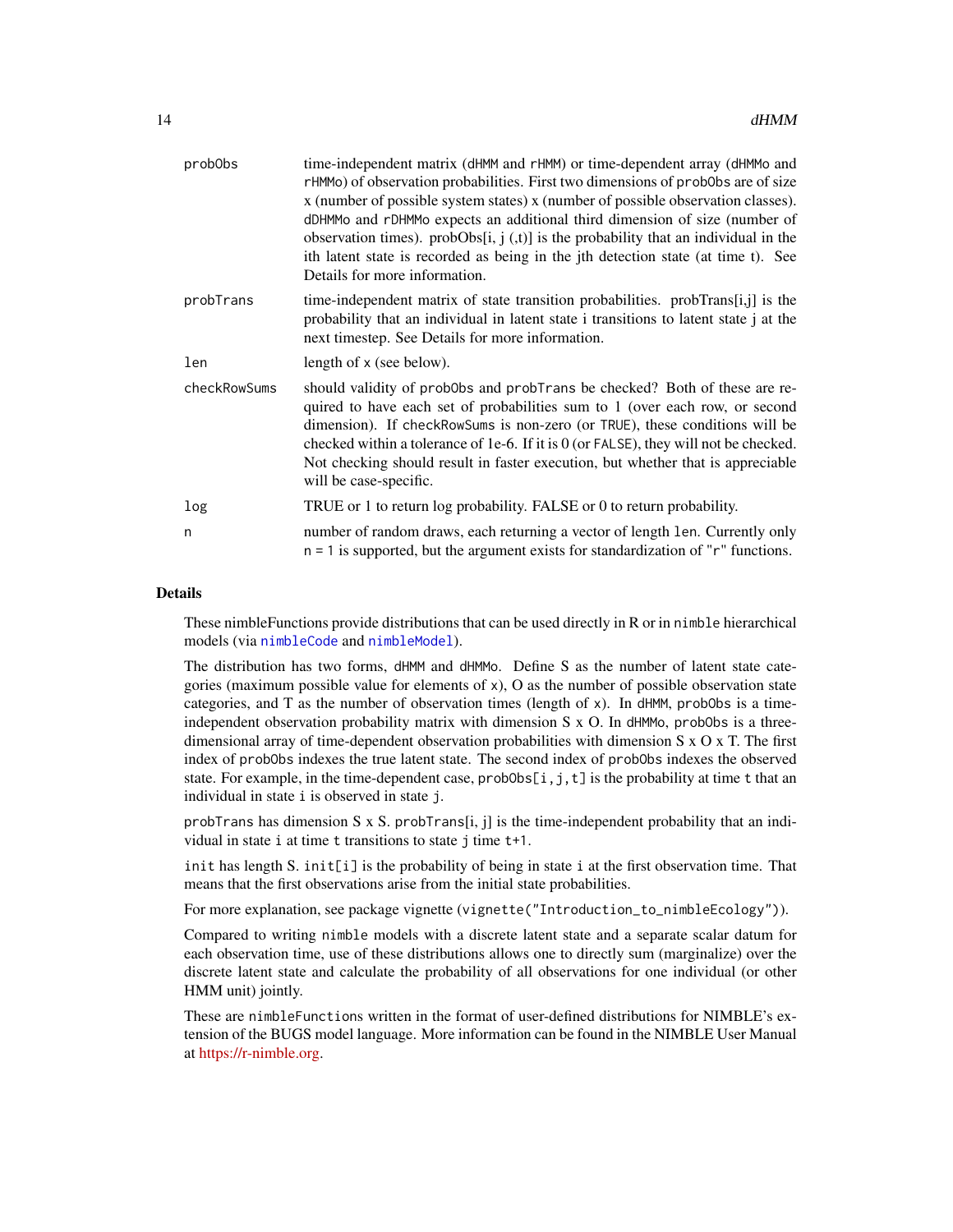| | |
|---|---|
| probObs | time-independent matrix (dHMM and rHMM) or time-dependent array (dHMMo and rHMMo) of observation probabilities. First two dimensions of probObs are of size x (number of possible system states) x (number of possible observation classes). dDHMMo and rDHMMo expects an additional third dimension of size (number of observation times). probObs[i, j (,t)] is the probability that an individual in the ith latent state is recorded as being in the jth detection state (at time t). See Details for more information. |
| probTrans | time-independent matrix of state transition probabilities. probTrans[i,j] is the probability that an individual in latent state i transitions to latent state j at the next timestep. See Details for more information. |
| len | length of x (see below). |
| checkRowSums | should validity of probObs and probTrans be checked? Both of these are required to have each set of probabilities sum to 1 (over each row, or second dimension). If checkRowSums is non-zero (or TRUE), these conditions will be checked within a tolerance of 1e-6. If it is 0 (or FALSE), they will not be checked. Not checking should result in faster execution, but whether that is appreciable will be case-specific. |
| log | TRUE or 1 to return log probability. FALSE or 0 to return probability. |
| n | number of random draws, each returning a vector of length len. Currently only n = 1 is supported, but the argument exists for standardization of "r" functions. |

## Details

These nimbleFunctions provide distributions that can be used directly in R or in nimble hierarchical models (via nimbleCode and nimbleModel).

The distribution has two forms, dHMM and dHMMo. Define S as the number of latent state categories (maximum possible value for elements of x), O as the number of possible observation state categories, and T as the number of observation times (length of x). In dHMM, probObs is a time-independent observation probability matrix with dimension S x O. In dHMMo, probObs is a three-dimensional array of time-dependent observation probabilities with dimension S x O x T. The first index of probObs indexes the true latent state. The second index of probObs indexes the observed state. For example, in the time-dependent case, probObs[i,j,t] is the probability at time t that an individual in state i is observed in state j.

probTrans has dimension S x S. probTrans[i, j] is the time-independent probability that an individual in state i at time t transitions to state j time t+1.

init has length S. init[i] is the probability of being in state i at the first observation time. That means that the first observations arise from the initial state probabilities.

For more explanation, see package vignette (vignette("Introduction_to_nimbleEcology")).

Compared to writing nimble models with a discrete latent state and a separate scalar datum for each observation time, use of these distributions allows one to directly sum (marginalize) over the discrete latent state and calculate the probability of all observations for one individual (or other HMM unit) jointly.

These are nimbleFunctions written in the format of user-defined distributions for NIMBLE's extension of the BUGS model language. More information can be found in the NIMBLE User Manual at https://r-nimble.org.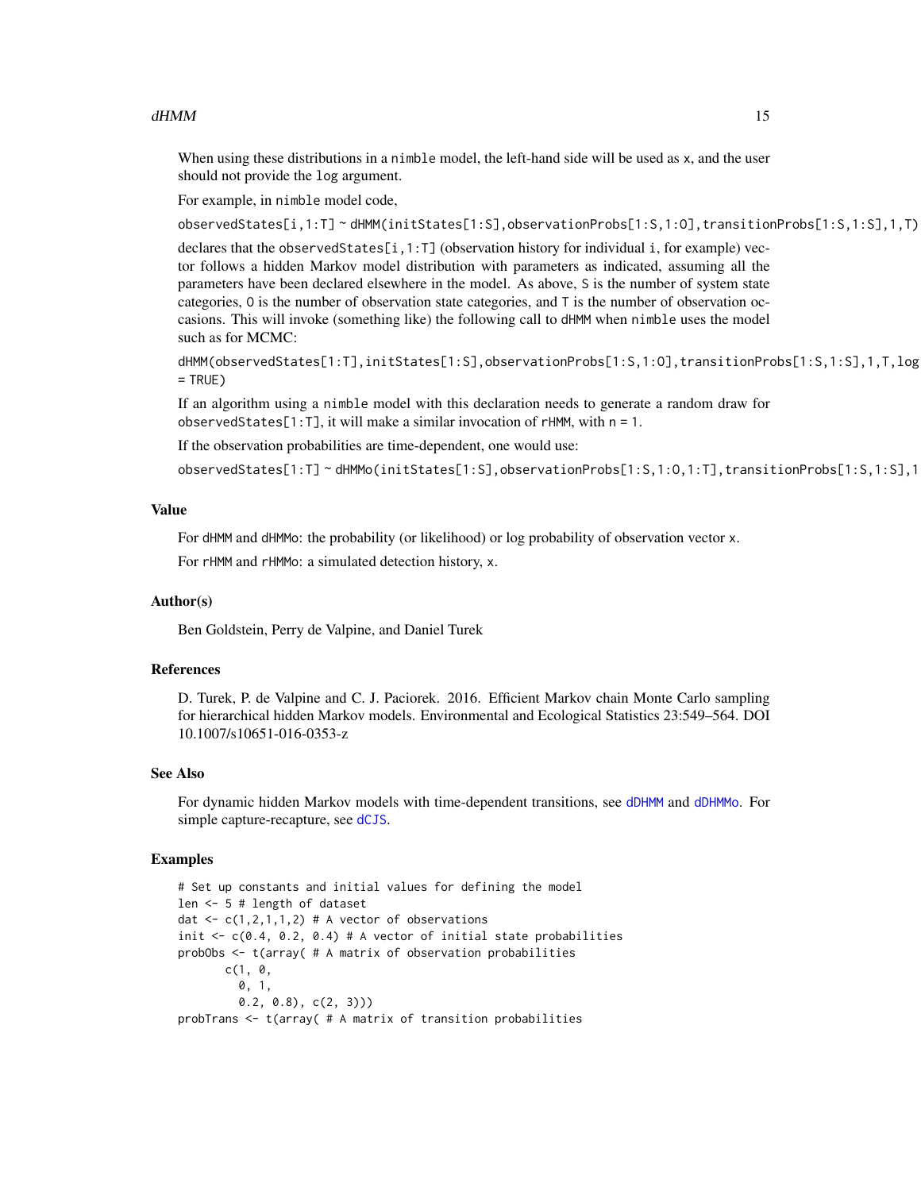When using these distributions in a `nimble` model, the left-hand side will be used as `x`, and the user should not provide the `log` argument.

For example, in `nimble` model code,

`observedStates[i,1:T] ~ dHMM(initStates[1:S],observationProbs[1:S,1:O],transitionProbs[1:S,1:S],1,T)`

declares that the `observedStates[i,1:T]` (observation history for individual `i`, for example) vector follows a hidden Markov model distribution with parameters as indicated, assuming all the parameters have been declared elsewhere in the model. As above, `S` is the number of system state categories, `O` is the number of observation state categories, and `T` is the number of observation occasions. This will invoke (something like) the following call to `dHMM` when `nimble` uses the model such as for MCMC:

`dHMM(observedStates[1:T],initStates[1:S],observationProbs[1:S,1:O],transitionProbs[1:S,1:S],1,T,log = TRUE)`

If an algorithm using a `nimble` model with this declaration needs to generate a random draw for `observedStates[1:T]`, it will make a similar invocation of `rHMM`, with `n = 1`.

If the observation probabilities are time-dependent, one would use:

`observedStates[1:T] ~ dHMMo(initStates[1:S],observationProbs[1:S,1:O,1:T],transitionProbs[1:S,1:S],1`

## Value

For `dHMM` and `dHMMo`: the probability (or likelihood) or log probability of observation vector `x`.

For `rHMM` and `rHMMo`: a simulated detection history, `x`.

## Author(s)

Ben Goldstein, Perry de Valpine, and Daniel Turek

## References

D. Turek, P. de Valpine and C. J. Paciorek. 2016. Efficient Markov chain Monte Carlo sampling for hierarchical hidden Markov models. Environmental and Ecological Statistics 23:549–564. DOI 10.1007/s10651-016-0353-z

## See Also

For dynamic hidden Markov models with time-dependent transitions, see `dDHMM` and `dDHMMo`. For simple capture-recapture, see `dCJS`.

## Examples

```
# Set up constants and initial values for defining the model
len <- 5 # length of dataset
dat <- c(1,2,1,1,2) # A vector of observations
init <- c(0.4, 0.2, 0.4) # A vector of initial state probabilities
probObs <- t(array( # A matrix of observation probabilities
       c(1, 0,
         0, 1,
         0.2, 0.8), c(2, 3)))
probTrans <- t(array( # A matrix of transition probabilities
```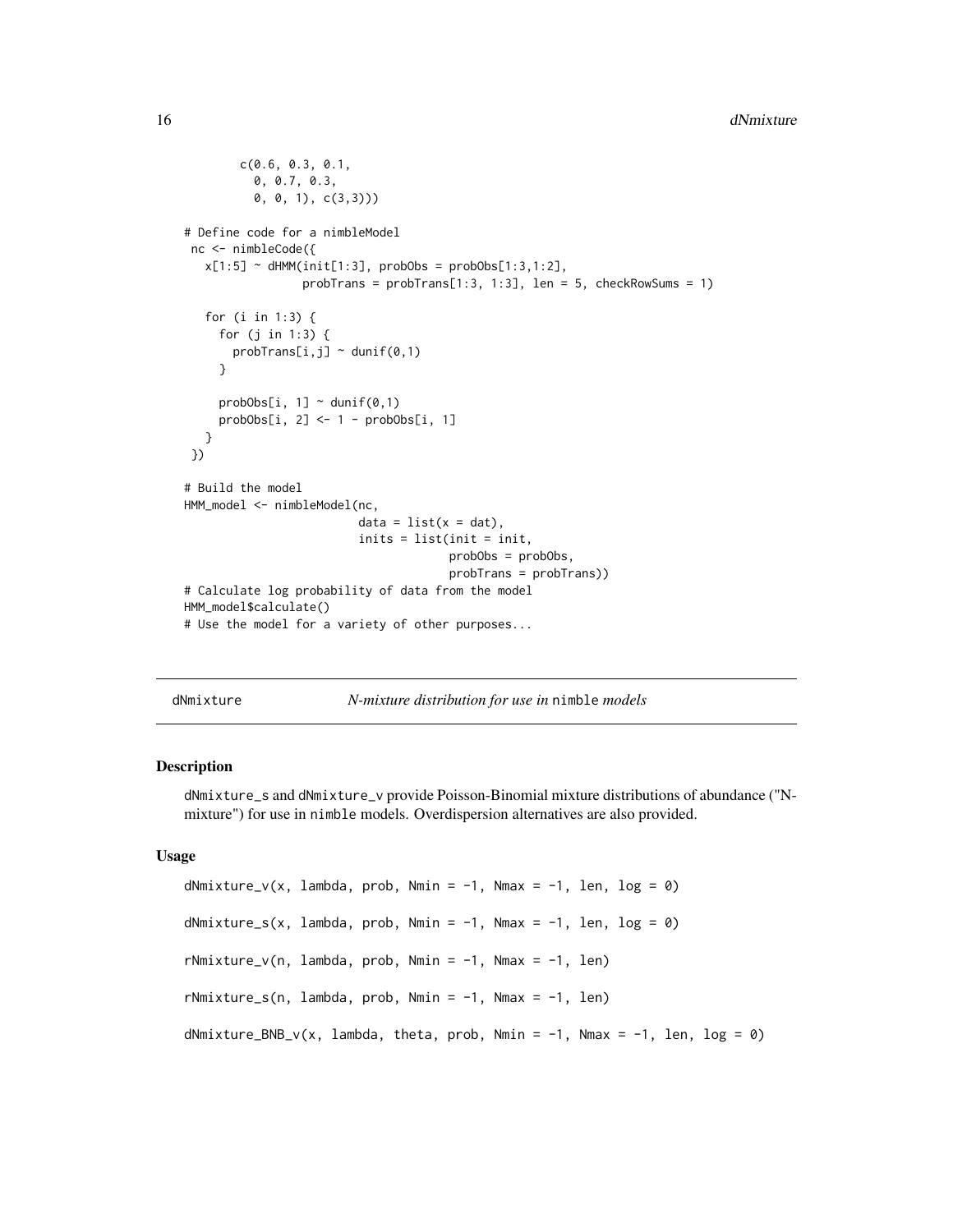```
        c(0.6, 0.3, 0.1,
          0, 0.7, 0.3,
          0, 0, 1), c(3,3)))

# Define code for a nimbleModel
 nc <- nimbleCode({
   x[1:5] ~ dHMM(init[1:3], probObs = probObs[1:3,1:2],
                 probTrans = probTrans[1:3, 1:3], len = 5, checkRowSums = 1)

   for (i in 1:3) {
     for (j in 1:3) {
       probTrans[i,j] ~ dunif(0,1)
     }

     probObs[i, 1] ~ dunif(0,1)
     probObs[i, 2] <- 1 - probObs[i, 1]
   }
 })

# Build the model
HMM_model <- nimbleModel(nc,
                         data = list(x = dat),
                         inits = list(init = init,
                                      probObs = probObs,
                                      probTrans = probTrans))
# Calculate log probability of data from the model
HMM_model$calculate()
# Use the model for a variety of other purposes...
```

---

dNmixture *N-mixture distribution for use in* nimble *models*

---

## Description

dNmixture_s and dNmixture_v provide Poisson-Binomial mixture distributions of abundance ("N-mixture") for use in nimble models. Overdispersion alternatives are also provided.

## Usage

```
dNmixture_v(x, lambda, prob, Nmin = -1, Nmax = -1, len, log = 0)

dNmixture_s(x, lambda, prob, Nmin = -1, Nmax = -1, len, log = 0)

rNmixture_v(n, lambda, prob, Nmin = -1, Nmax = -1, len)

rNmixture_s(n, lambda, prob, Nmin = -1, Nmax = -1, len)

dNmixture_BNB_v(x, lambda, theta, prob, Nmin = -1, Nmax = -1, len, log = 0)
```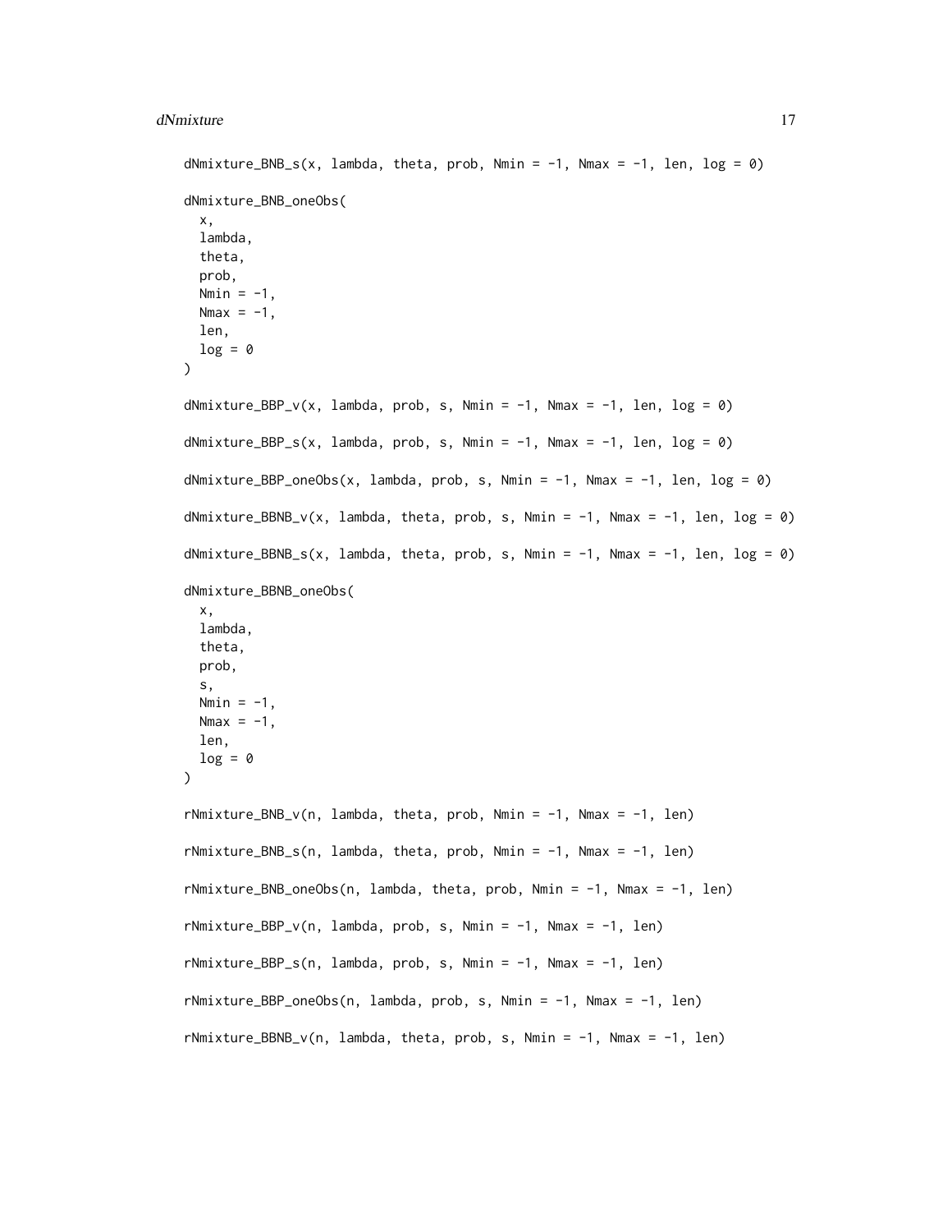```
dNmixture_BNB_s(x, lambda, theta, prob, Nmin = -1, Nmax = -1, len, log = 0)

dNmixture_BNB_oneObs(
  x,
  lambda,
  theta,
  prob,
  Nmin = -1,
  Nmax = -1,
  len,
  log = 0
)

dNmixture_BBP_v(x, lambda, prob, s, Nmin = -1, Nmax = -1, len, log = 0)

dNmixture_BBP_s(x, lambda, prob, s, Nmin = -1, Nmax = -1, len, log = 0)

dNmixture_BBP_oneObs(x, lambda, prob, s, Nmin = -1, Nmax = -1, len, log = 0)

dNmixture_BBNB_v(x, lambda, theta, prob, s, Nmin = -1, Nmax = -1, len, log = 0)

dNmixture_BBNB_s(x, lambda, theta, prob, s, Nmin = -1, Nmax = -1, len, log = 0)

dNmixture_BBNB_oneObs(
  x,
  lambda,
  theta,
  prob,
  s,
  Nmin = -1,
  Nmax = -1,
  len,
  log = 0
)

rNmixture_BNB_v(n, lambda, theta, prob, Nmin = -1, Nmax = -1, len)

rNmixture_BNB_s(n, lambda, theta, prob, Nmin = -1, Nmax = -1, len)

rNmixture_BNB_oneObs(n, lambda, theta, prob, Nmin = -1, Nmax = -1, len)

rNmixture_BBP_v(n, lambda, prob, s, Nmin = -1, Nmax = -1, len)

rNmixture_BBP_s(n, lambda, prob, s, Nmin = -1, Nmax = -1, len)

rNmixture_BBP_oneObs(n, lambda, prob, s, Nmin = -1, Nmax = -1, len)

rNmixture_BBNB_v(n, lambda, theta, prob, s, Nmin = -1, Nmax = -1, len)
```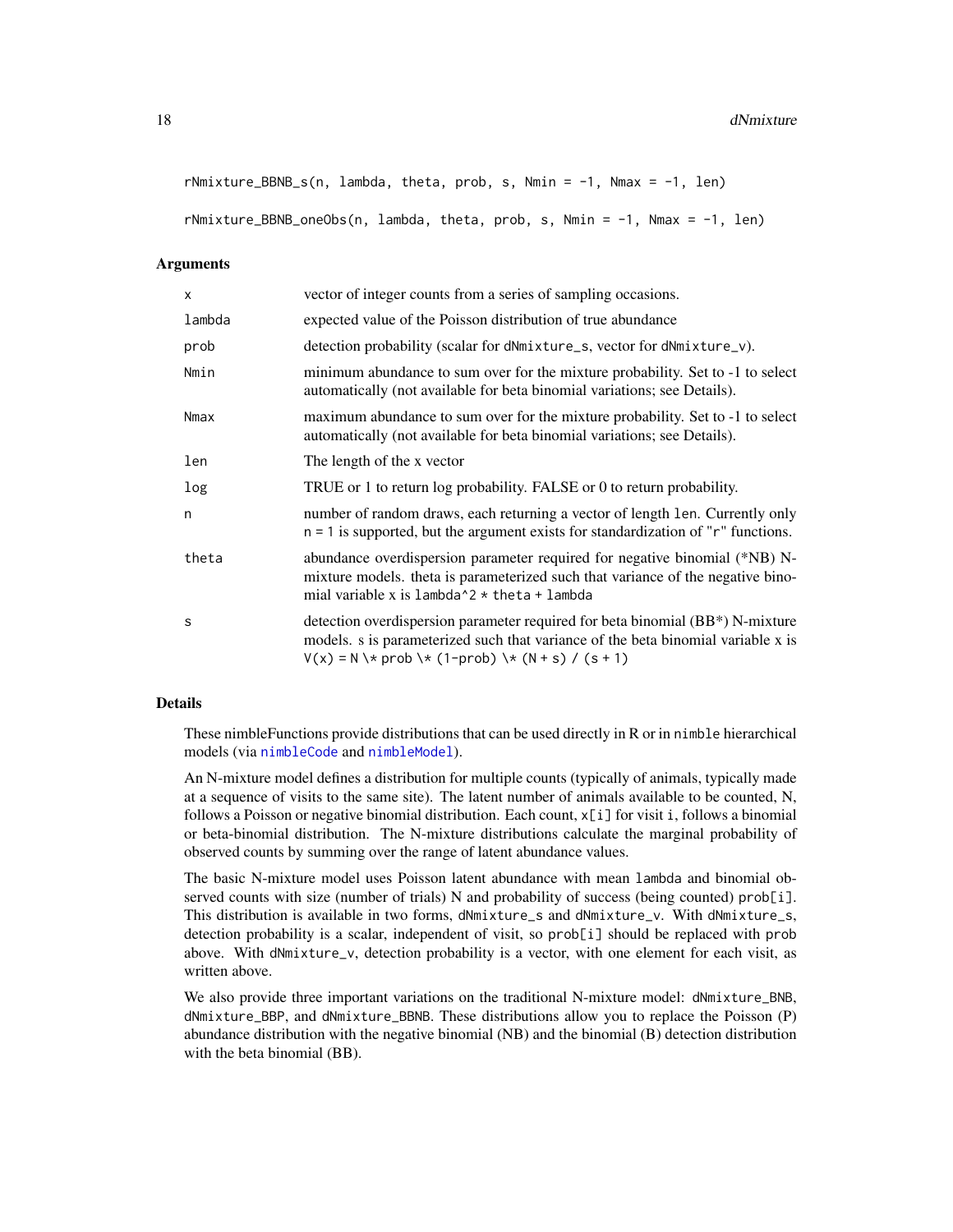```
rNmixture_BBNB_s(n, lambda, theta, prob, s, Nmin = -1, Nmax = -1, len)

rNmixture_BBNB_oneObs(n, lambda, theta, prob, s, Nmin = -1, Nmax = -1, len)
```

### Arguments

| | |
|---|---|
| x | vector of integer counts from a series of sampling occasions. |
| lambda | expected value of the Poisson distribution of true abundance |
| prob | detection probability (scalar for dNmixture_s, vector for dNmixture_v). |
| Nmin | minimum abundance to sum over for the mixture probability. Set to -1 to select automatically (not available for beta binomial variations; see Details). |
| Nmax | maximum abundance to sum over for the mixture probability. Set to -1 to select automatically (not available for beta binomial variations; see Details). |
| len | The length of the x vector |
| log | TRUE or 1 to return log probability. FALSE or 0 to return probability. |
| n | number of random draws, each returning a vector of length len. Currently only n = 1 is supported, but the argument exists for standardization of "r" functions. |
| theta | abundance overdispersion parameter required for negative binomial (*NB) N-mixture models. theta is parameterized such that variance of the negative binomial variable x is lambda^2 * theta + lambda |
| s | detection overdispersion parameter required for beta binomial (BB*) N-mixture models. s is parameterized such that variance of the beta binomial variable x is V(x) = N \* prob \* (1-prob) \* (N + s) / (s + 1) |

### Details

These nimbleFunctions provide distributions that can be used directly in R or in nimble hierarchical models (via nimbleCode and nimbleModel).

An N-mixture model defines a distribution for multiple counts (typically of animals, typically made at a sequence of visits to the same site). The latent number of animals available to be counted, N, follows a Poisson or negative binomial distribution. Each count, x[i] for visit i, follows a binomial or beta-binomial distribution. The N-mixture distributions calculate the marginal probability of observed counts by summing over the range of latent abundance values.

The basic N-mixture model uses Poisson latent abundance with mean lambda and binomial observed counts with size (number of trials) N and probability of success (being counted) prob[i]. This distribution is available in two forms, dNmixture_s and dNmixture_v. With dNmixture_s, detection probability is a scalar, independent of visit, so prob[i] should be replaced with prob above. With dNmixture_v, detection probability is a vector, with one element for each visit, as written above.

We also provide three important variations on the traditional N-mixture model: dNmixture_BNB, dNmixture_BBP, and dNmixture_BBNB. These distributions allow you to replace the Poisson (P) abundance distribution with the negative binomial (NB) and the binomial (B) detection distribution with the beta binomial (BB).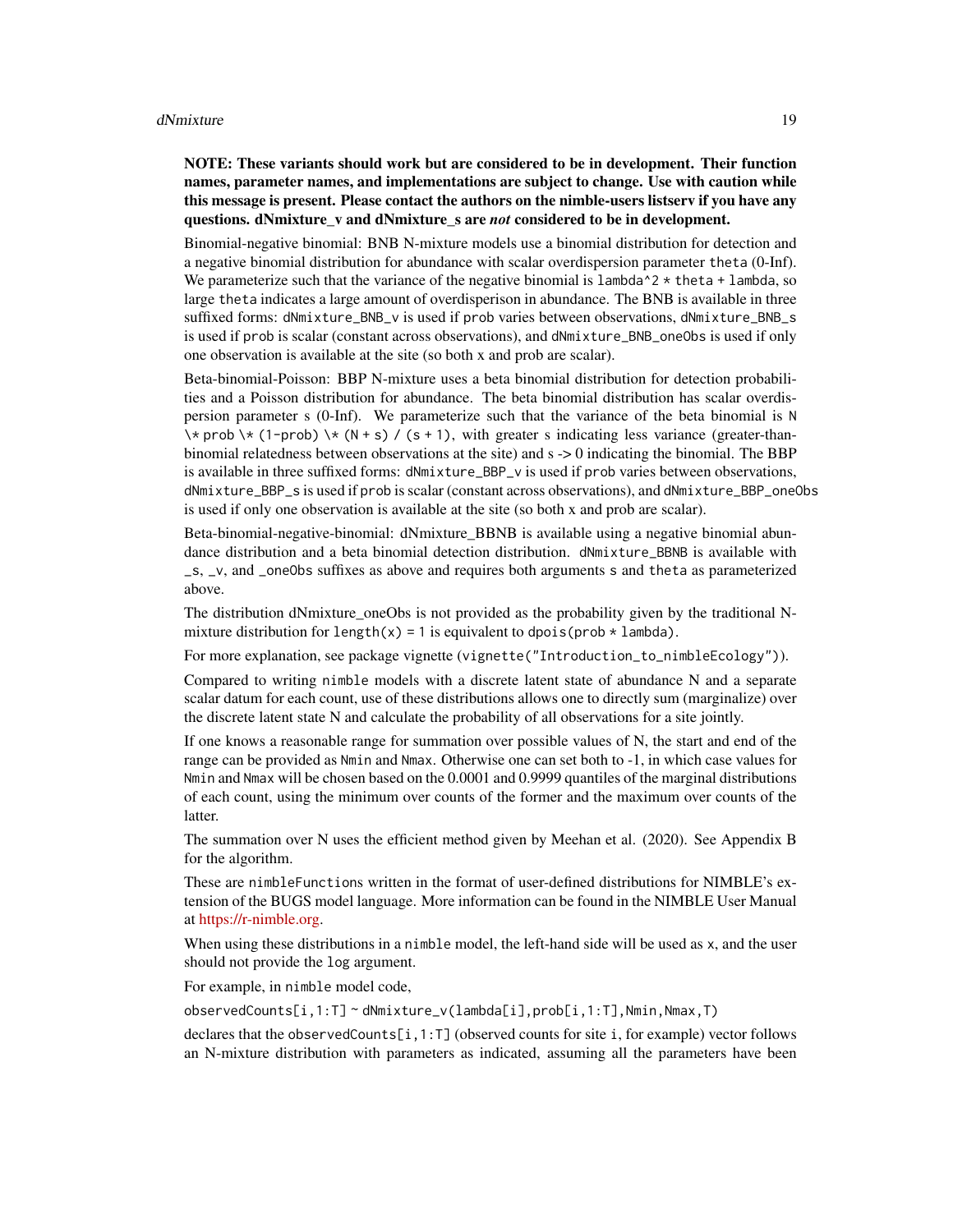**NOTE: These variants should work but are considered to be in development. Their function names, parameter names, and implementations are subject to change. Use with caution while this message is present. Please contact the authors on the nimble-users listserv if you have any questions. dNmixture_v and dNmixture_s are *not* considered to be in development.**

Binomial-negative binomial: BNB N-mixture models use a binomial distribution for detection and a negative binomial distribution for abundance with scalar overdispersion parameter `theta` (0-Inf). We parameterize such that the variance of the negative binomial is `lambda^2 * theta + lambda`, so large `theta` indicates a large amount of overdisperison in abundance. The BNB is available in three suffixed forms: `dNmixture_BNB_v` is used if `prob` varies between observations, `dNmixture_BNB_s` is used if `prob` is scalar (constant across observations), and `dNmixture_BNB_oneObs` is used if only one observation is available at the site (so both x and prob are scalar).

Beta-binomial-Poisson: BBP N-mixture uses a beta binomial distribution for detection probabilities and a Poisson distribution for abundance. The beta binomial distribution has scalar overdispersion parameter s (0-Inf). We parameterize such that the variance of the beta binomial is `N \* prob \* (1-prob) \* (N + s) / (s + 1)`, with greater s indicating less variance (greater-than-binomial relatedness between observations at the site) and s -> 0 indicating the binomial. The BBP is available in three suffixed forms: `dNmixture_BBP_v` is used if `prob` varies between observations, `dNmixture_BBP_s` is used if `prob` is scalar (constant across observations), and `dNmixture_BBP_oneObs` is used if only one observation is available at the site (so both x and prob are scalar).

Beta-binomial-negative-binomial: dNmixture_BBNB is available using a negative binomial abundance distribution and a beta binomial detection distribution. `dNmixture_BBNB` is available with `_s`, `_v`, and `_oneObs` suffixes as above and requires both arguments `s` and `theta` as parameterized above.

The distribution dNmixture_oneObs is not provided as the probability given by the traditional N-mixture distribution for `length(x) = 1` is equivalent to `dpois(prob * lambda)`.

For more explanation, see package vignette (`vignette("Introduction_to_nimbleEcology")`).

Compared to writing `nimble` models with a discrete latent state of abundance N and a separate scalar datum for each count, use of these distributions allows one to directly sum (marginalize) over the discrete latent state N and calculate the probability of all observations for a site jointly.

If one knows a reasonable range for summation over possible values of N, the start and end of the range can be provided as `Nmin` and `Nmax`. Otherwise one can set both to -1, in which case values for `Nmin` and `Nmax` will be chosen based on the 0.0001 and 0.9999 quantiles of the marginal distributions of each count, using the minimum over counts of the former and the maximum over counts of the latter.

The summation over N uses the efficient method given by Meehan et al. (2020). See Appendix B for the algorithm.

These are `nimbleFunctions` written in the format of user-defined distributions for NIMBLE's extension of the BUGS model language. More information can be found in the NIMBLE User Manual at https://r-nimble.org.

When using these distributions in a `nimble` model, the left-hand side will be used as `x`, and the user should not provide the `log` argument.

For example, in `nimble` model code,

```
observedCounts[i,1:T] ~ dNmixture_v(lambda[i],prob[i,1:T],Nmin,Nmax,T)
```

declares that the `observedCounts[i,1:T]` (observed counts for site `i`, for example) vector follows an N-mixture distribution with parameters as indicated, assuming all the parameters have been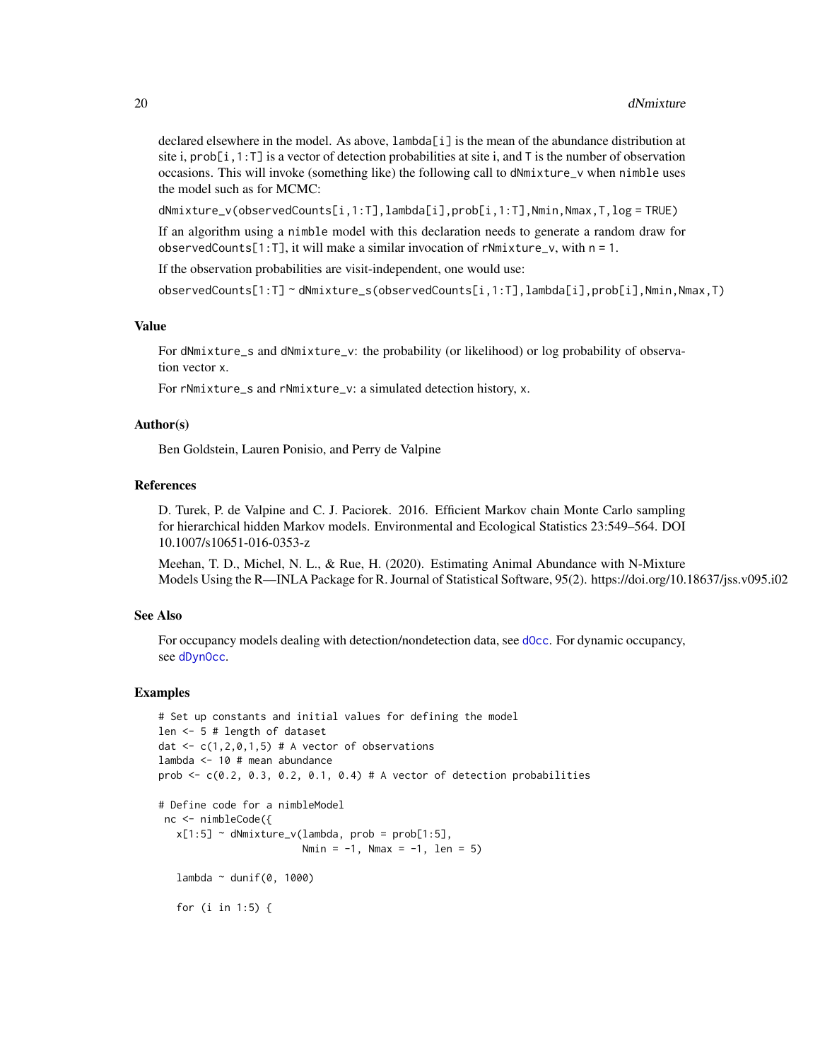declared elsewhere in the model. As above, `lambda[i]` is the mean of the abundance distribution at site i, `prob[i,1:T]` is a vector of detection probabilities at site i, and `T` is the number of observation occasions. This will invoke (something like) the following call to `dNmixture_v` when `nimble` uses the model such as for MCMC:

`dNmixture_v(observedCounts[i,1:T],lambda[i],prob[i,1:T],Nmin,Nmax,T,log = TRUE)`

If an algorithm using a `nimble` model with this declaration needs to generate a random draw for `observedCounts[1:T]`, it will make a similar invocation of `rNmixture_v`, with `n = 1`.

If the observation probabilities are visit-independent, one would use:

`observedCounts[1:T] ~ dNmixture_s(observedCounts[i,1:T],lambda[i],prob[i],Nmin,Nmax,T)`

## Value

For `dNmixture_s` and `dNmixture_v`: the probability (or likelihood) or log probability of observation vector `x`.

For `rNmixture_s` and `rNmixture_v`: a simulated detection history, `x`.

## Author(s)

Ben Goldstein, Lauren Ponisio, and Perry de Valpine

## References

D. Turek, P. de Valpine and C. J. Paciorek. 2016. Efficient Markov chain Monte Carlo sampling for hierarchical hidden Markov models. Environmental and Ecological Statistics 23:549–564. DOI 10.1007/s10651-016-0353-z

Meehan, T. D., Michel, N. L., & Rue, H. (2020). Estimating Animal Abundance with N-Mixture Models Using the R—INLA Package for R. Journal of Statistical Software, 95(2). https://doi.org/10.18637/jss.v095.i02

## See Also

For occupancy models dealing with detection/nondetection data, see `dOcc`. For dynamic occupancy, see `dDynOcc`.

## Examples

```
# Set up constants and initial values for defining the model
len <- 5 # length of dataset
dat <- c(1,2,0,1,5) # A vector of observations
lambda <- 10 # mean abundance
prob <- c(0.2, 0.3, 0.2, 0.1, 0.4) # A vector of detection probabilities

# Define code for a nimbleModel
 nc <- nimbleCode({
   x[1:5] ~ dNmixture_v(lambda, prob = prob[1:5],
                        Nmin = -1, Nmax = -1, len = 5)

   lambda ~ dunif(0, 1000)

   for (i in 1:5) {
```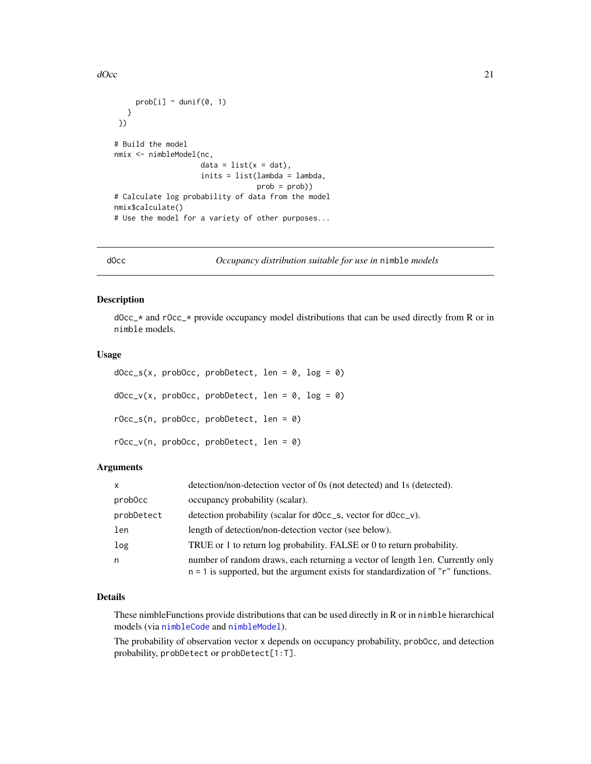```
    prob[i] ~ dunif(0, 1)
  }
})

# Build the model
nmix <- nimbleModel(nc,
                    data = list(x = dat),
                    inits = list(lambda = lambda,
                                 prob = prob))
# Calculate log probability of data from the model
nmix$calculate()
# Use the model for a variety of other purposes...
```

---

dOcc — *Occupancy distribution suitable for use in* `nimble` *models*

---

### Description

dOcc_* and rOcc_* provide occupancy model distributions that can be used directly from R or in nimble models.

### Usage

```
dOcc_s(x, probOcc, probDetect, len = 0, log = 0)

dOcc_v(x, probOcc, probDetect, len = 0, log = 0)

rOcc_s(n, probOcc, probDetect, len = 0)

rOcc_v(n, probOcc, probDetect, len = 0)
```

### Arguments

| | |
|---|---|
| x | detection/non-detection vector of 0s (not detected) and 1s (detected). |
| probOcc | occupancy probability (scalar). |
| probDetect | detection probability (scalar for dOcc_s, vector for dOcc_v). |
| len | length of detection/non-detection vector (see below). |
| log | TRUE or 1 to return log probability. FALSE or 0 to return probability. |
| n | number of random draws, each returning a vector of length len. Currently only n = 1 is supported, but the argument exists for standardization of "r" functions. |

### Details

These nimbleFunctions provide distributions that can be used directly in R or in nimble hierarchical models (via nimbleCode and nimbleModel).

The probability of observation vector x depends on occupancy probability, probOcc, and detection probability, probDetect or probDetect[1:T].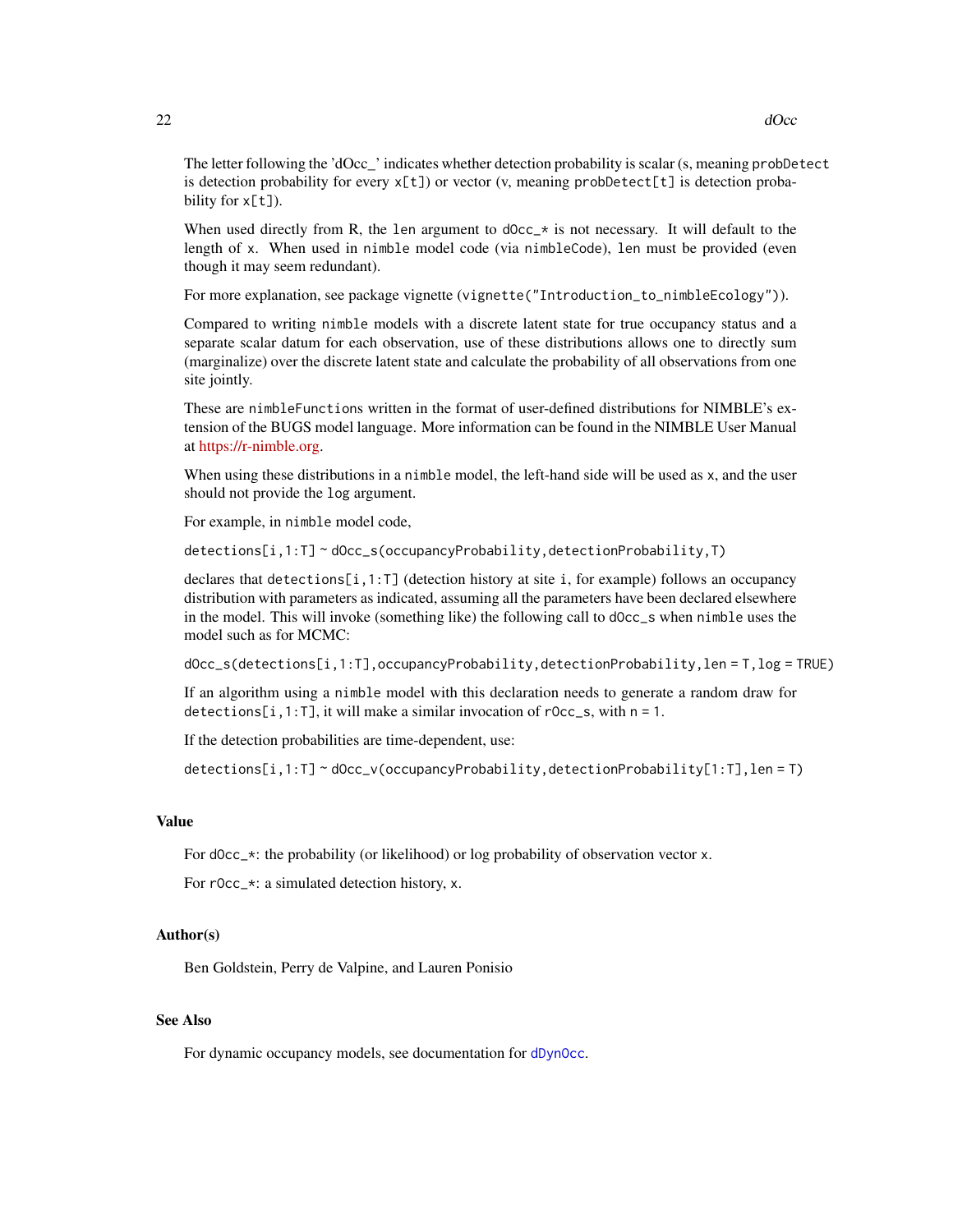The letter following the 'dOcc_' indicates whether detection probability is scalar (s, meaning `probDetect` is detection probability for every `x[t]`) or vector (v, meaning `probDetect[t]` is detection probability for `x[t]`).

When used directly from R, the `len` argument to `dOcc_*` is not necessary. It will default to the length of `x`. When used in `nimble` model code (via `nimbleCode`), `len` must be provided (even though it may seem redundant).

For more explanation, see package vignette (`vignette("Introduction_to_nimbleEcology")`).

Compared to writing `nimble` models with a discrete latent state for true occupancy status and a separate scalar datum for each observation, use of these distributions allows one to directly sum (marginalize) over the discrete latent state and calculate the probability of all observations from one site jointly.

These are `nimbleFunctions` written in the format of user-defined distributions for NIMBLE's extension of the BUGS model language. More information can be found in the NIMBLE User Manual at https://r-nimble.org.

When using these distributions in a `nimble` model, the left-hand side will be used as `x`, and the user should not provide the `log` argument.

For example, in `nimble` model code,

```
detections[i,1:T] ~ dOcc_s(occupancyProbability,detectionProbability,T)
```

declares that `detections[i,1:T]` (detection history at site `i`, for example) follows an occupancy distribution with parameters as indicated, assuming all the parameters have been declared elsewhere in the model. This will invoke (something like) the following call to `dOcc_s` when `nimble` uses the model such as for MCMC:

```
dOcc_s(detections[i,1:T],occupancyProbability,detectionProbability,len = T,log = TRUE)
```

If an algorithm using a `nimble` model with this declaration needs to generate a random draw for `detections[i,1:T]`, it will make a similar invocation of `rOcc_s`, with `n = 1`.

If the detection probabilities are time-dependent, use:

```
detections[i,1:T] ~ dOcc_v(occupancyProbability,detectionProbability[1:T],len = T)
```

## Value

For `dOcc_*`: the probability (or likelihood) or log probability of observation vector `x`.

For `rOcc_*`: a simulated detection history, `x`.

## Author(s)

Ben Goldstein, Perry de Valpine, and Lauren Ponisio

## See Also

For dynamic occupancy models, see documentation for `dDynOcc`.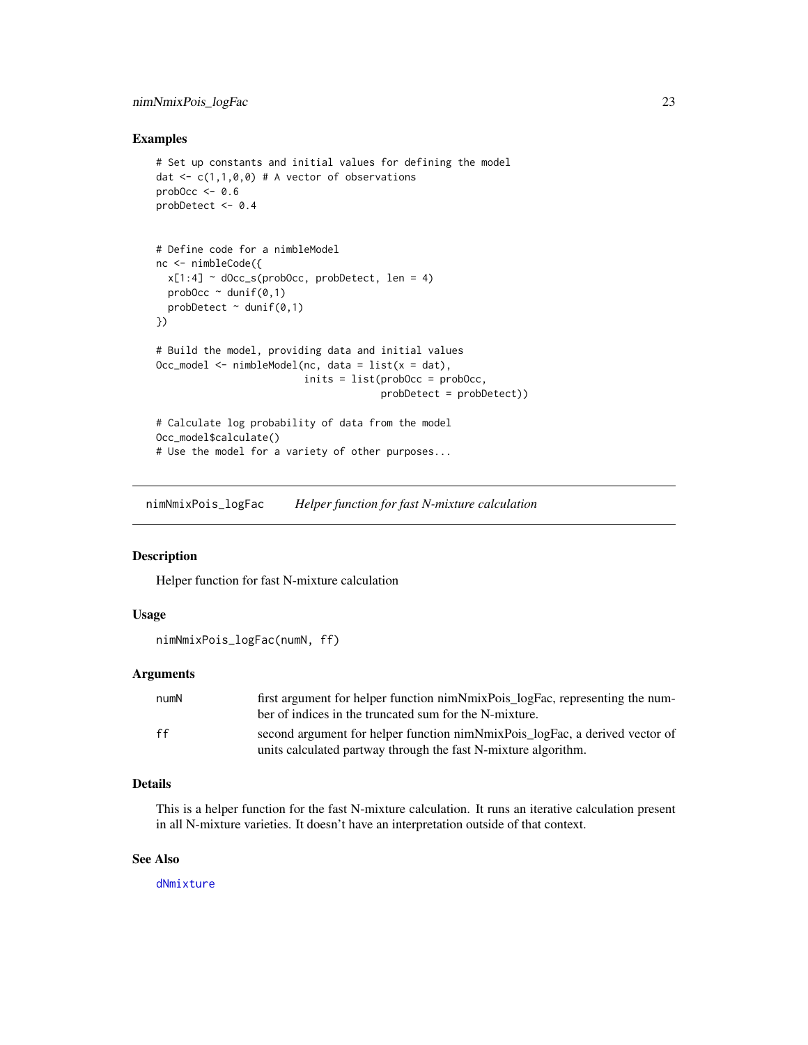## Examples

```
# Set up constants and initial values for defining the model
dat <- c(1,1,0,0) # A vector of observations
probOcc <- 0.6
probDetect <- 0.4


# Define code for a nimbleModel
nc <- nimbleCode({
  x[1:4] ~ dOcc_s(probOcc, probDetect, len = 4)
  probOcc ~ dunif(0,1)
  probDetect ~ dunif(0,1)
})

# Build the model, providing data and initial values
Occ_model <- nimbleModel(nc, data = list(x = dat),
                         inits = list(probOcc = probOcc,
                                      probDetect = probDetect))

# Calculate log probability of data from the model
Occ_model$calculate()
# Use the model for a variety of other purposes...
```

---

# nimNmixPois_logFac *Helper function for fast N-mixture calculation*

---

## Description

Helper function for fast N-mixture calculation

## Usage

```
nimNmixPois_logFac(numN, ff)
```

## Arguments

| | |
|---|---|
| numN | first argument for helper function nimNmixPois_logFac, representing the number of indices in the truncated sum for the N-mixture. |
| ff | second argument for helper function nimNmixPois_logFac, a derived vector of units calculated partway through the fast N-mixture algorithm. |

## Details

This is a helper function for the fast N-mixture calculation. It runs an iterative calculation present in all N-mixture varieties. It doesn't have an interpretation outside of that context.

## See Also

dNmixture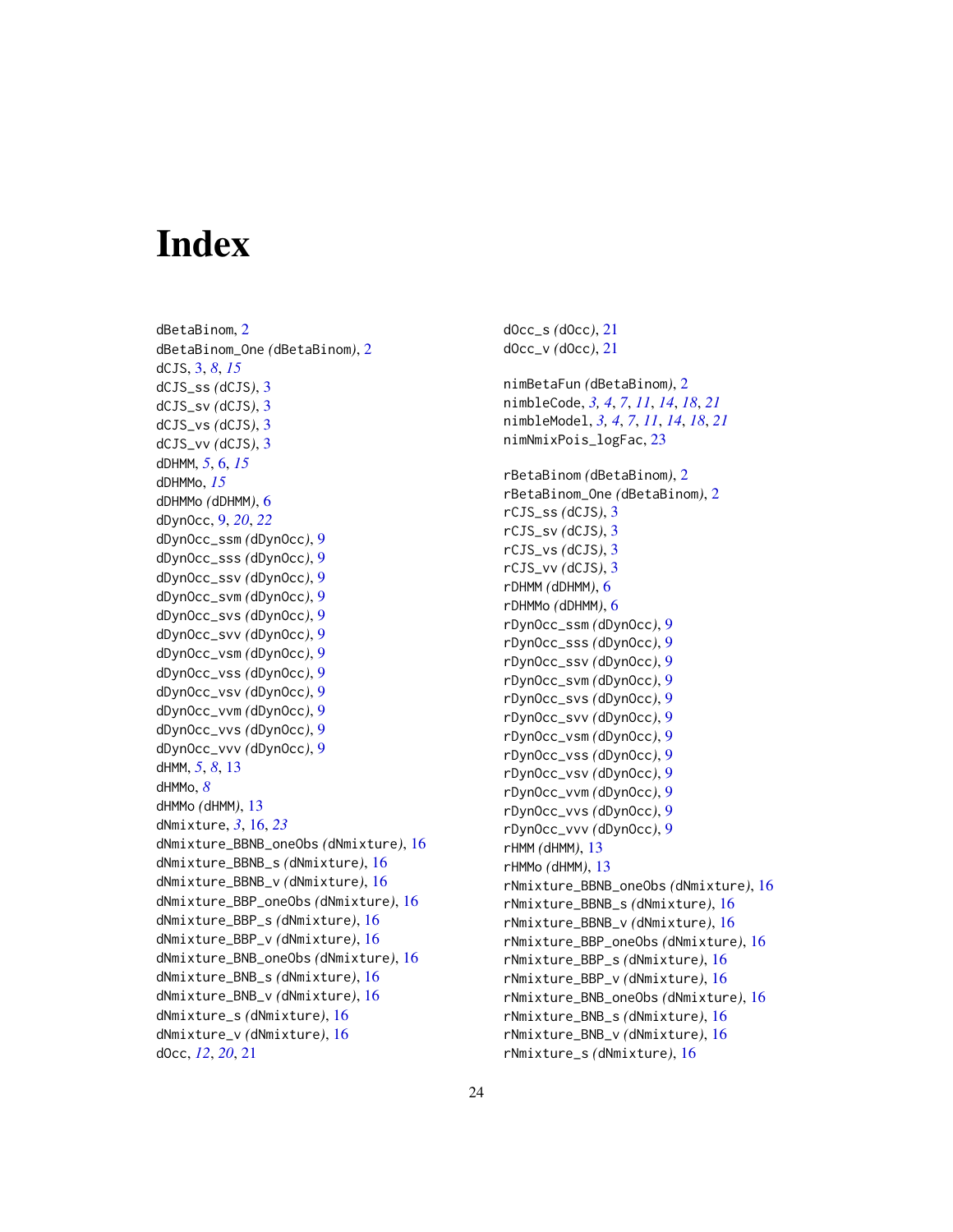# Index

dBetaBinom, 2
dBetaBinom_One *(dBetaBinom)*, 2
dCJS, 3, *8*, *15*
dCJS_ss *(dCJS)*, 3
dCJS_sv *(dCJS)*, 3
dCJS_vs *(dCJS)*, 3
dCJS_vv *(dCJS)*, 3
dDHMM, *5*, 6, *15*
dDHMMo, *15*
dDHMMo *(dDHMM)*, 6
dDynOcc, 9, *20*, *22*
dDynOcc_ssm *(dDynOcc)*, 9
dDynOcc_sss *(dDynOcc)*, 9
dDynOcc_ssv *(dDynOcc)*, 9
dDynOcc_svm *(dDynOcc)*, 9
dDynOcc_svs *(dDynOcc)*, 9
dDynOcc_svv *(dDynOcc)*, 9
dDynOcc_vsm *(dDynOcc)*, 9
dDynOcc_vss *(dDynOcc)*, 9
dDynOcc_vsv *(dDynOcc)*, 9
dDynOcc_vvm *(dDynOcc)*, 9
dDynOcc_vvs *(dDynOcc)*, 9
dDynOcc_vvv *(dDynOcc)*, 9
dHMM, *5*, *8*, 13
dHMMo, *8*
dHMMo *(dHMM)*, 13
dNmixture, *3*, 16, *23*
dNmixture_BBNB_oneObs *(dNmixture)*, 16
dNmixture_BBNB_s *(dNmixture)*, 16
dNmixture_BBNB_v *(dNmixture)*, 16
dNmixture_BBP_oneObs *(dNmixture)*, 16
dNmixture_BBP_s *(dNmixture)*, 16
dNmixture_BBP_v *(dNmixture)*, 16
dNmixture_BNB_oneObs *(dNmixture)*, 16
dNmixture_BNB_s *(dNmixture)*, 16
dNmixture_BNB_v *(dNmixture)*, 16
dNmixture_s *(dNmixture)*, 16
dNmixture_v *(dNmixture)*, 16
dOcc, *12*, *20*, 21
dOcc_s *(dOcc)*, 21
dOcc_v *(dOcc)*, 21

nimBetaFun *(dBetaBinom)*, 2
nimbleCode, *3, 4*, *7*, *11*, *14*, *18*, *21*
nimbleModel, *3, 4*, *7*, *11*, *14*, *18*, *21*
nimNmixPois_logFac, 23

rBetaBinom *(dBetaBinom)*, 2
rBetaBinom_One *(dBetaBinom)*, 2
rCJS_ss *(dCJS)*, 3
rCJS_sv *(dCJS)*, 3
rCJS_vs *(dCJS)*, 3
rCJS_vv *(dCJS)*, 3
rDHMM *(dDHMM)*, 6
rDHMMo *(dDHMM)*, 6
rDynOcc_ssm *(dDynOcc)*, 9
rDynOcc_sss *(dDynOcc)*, 9
rDynOcc_ssv *(dDynOcc)*, 9
rDynOcc_svm *(dDynOcc)*, 9
rDynOcc_svs *(dDynOcc)*, 9
rDynOcc_svv *(dDynOcc)*, 9
rDynOcc_vsm *(dDynOcc)*, 9
rDynOcc_vss *(dDynOcc)*, 9
rDynOcc_vsv *(dDynOcc)*, 9
rDynOcc_vvm *(dDynOcc)*, 9
rDynOcc_vvs *(dDynOcc)*, 9
rDynOcc_vvv *(dDynOcc)*, 9
rHMM *(dHMM)*, 13
rHMMo *(dHMM)*, 13
rNmixture_BBNB_oneObs *(dNmixture)*, 16
rNmixture_BBNB_s *(dNmixture)*, 16
rNmixture_BBNB_v *(dNmixture)*, 16
rNmixture_BBP_oneObs *(dNmixture)*, 16
rNmixture_BBP_s *(dNmixture)*, 16
rNmixture_BBP_v *(dNmixture)*, 16
rNmixture_BNB_oneObs *(dNmixture)*, 16
rNmixture_BNB_s *(dNmixture)*, 16
rNmixture_BNB_v *(dNmixture)*, 16
rNmixture_s *(dNmixture)*, 16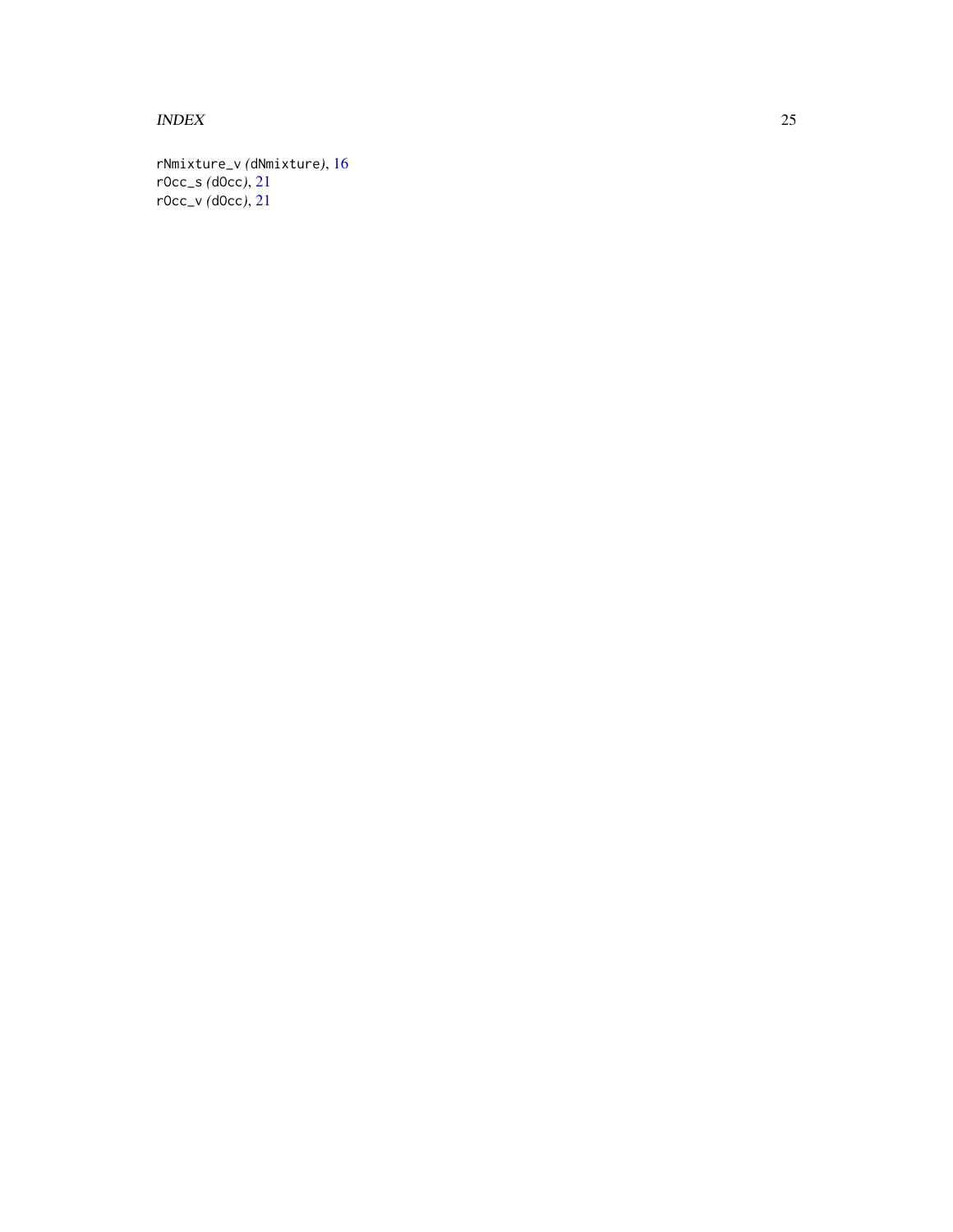rNmixture_v (dNmixture), 16
rOcc_s (dOcc), 21
rOcc_v (dOcc), 21